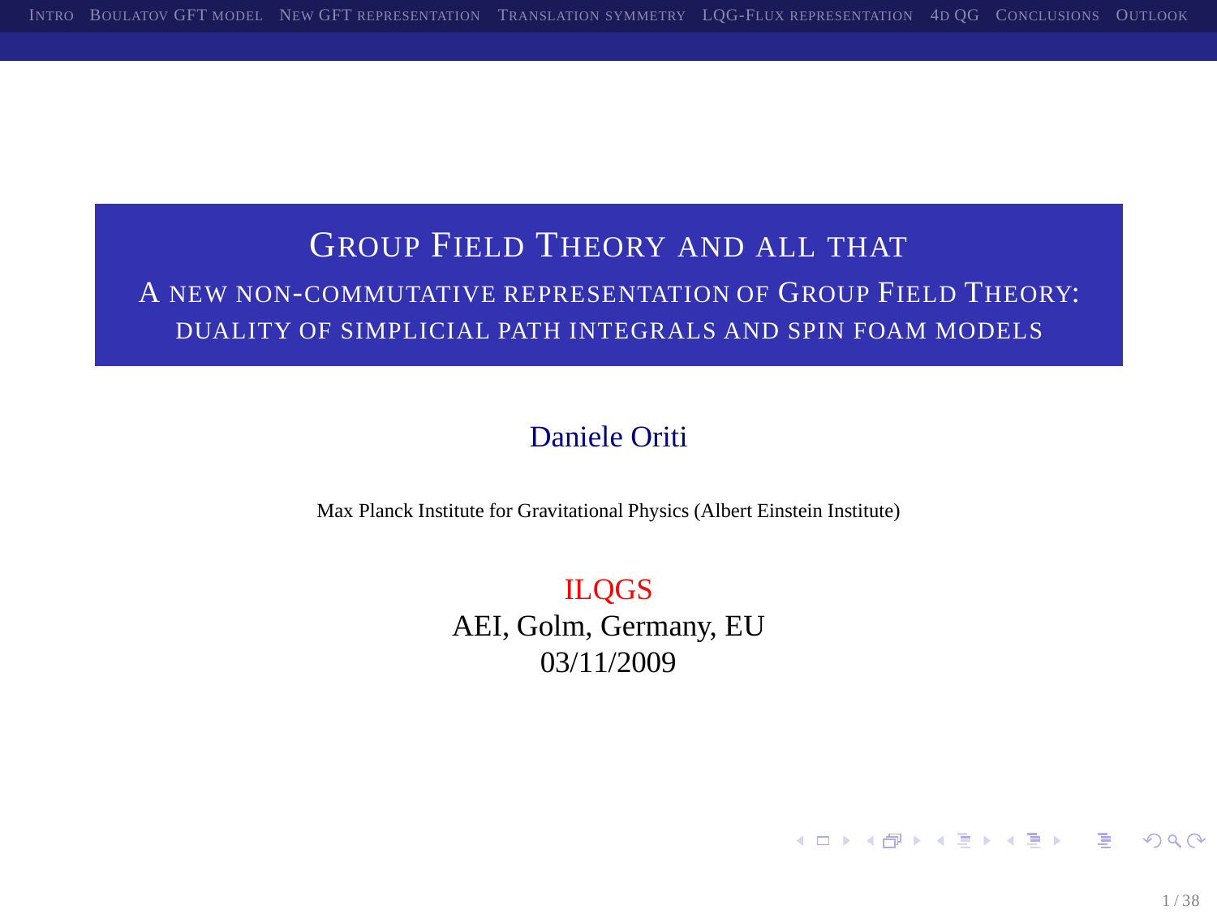# Group Field Theory and all that

## A new non-commutative representation of Group Field Theory: duality of simplicial path integrals and spin foam models

Daniele Oriti

Max Planck Institute for Gravitational Physics (Albert Einstein Institute)

ILQGS
AEI, Golm, Germany, EU
03/11/2009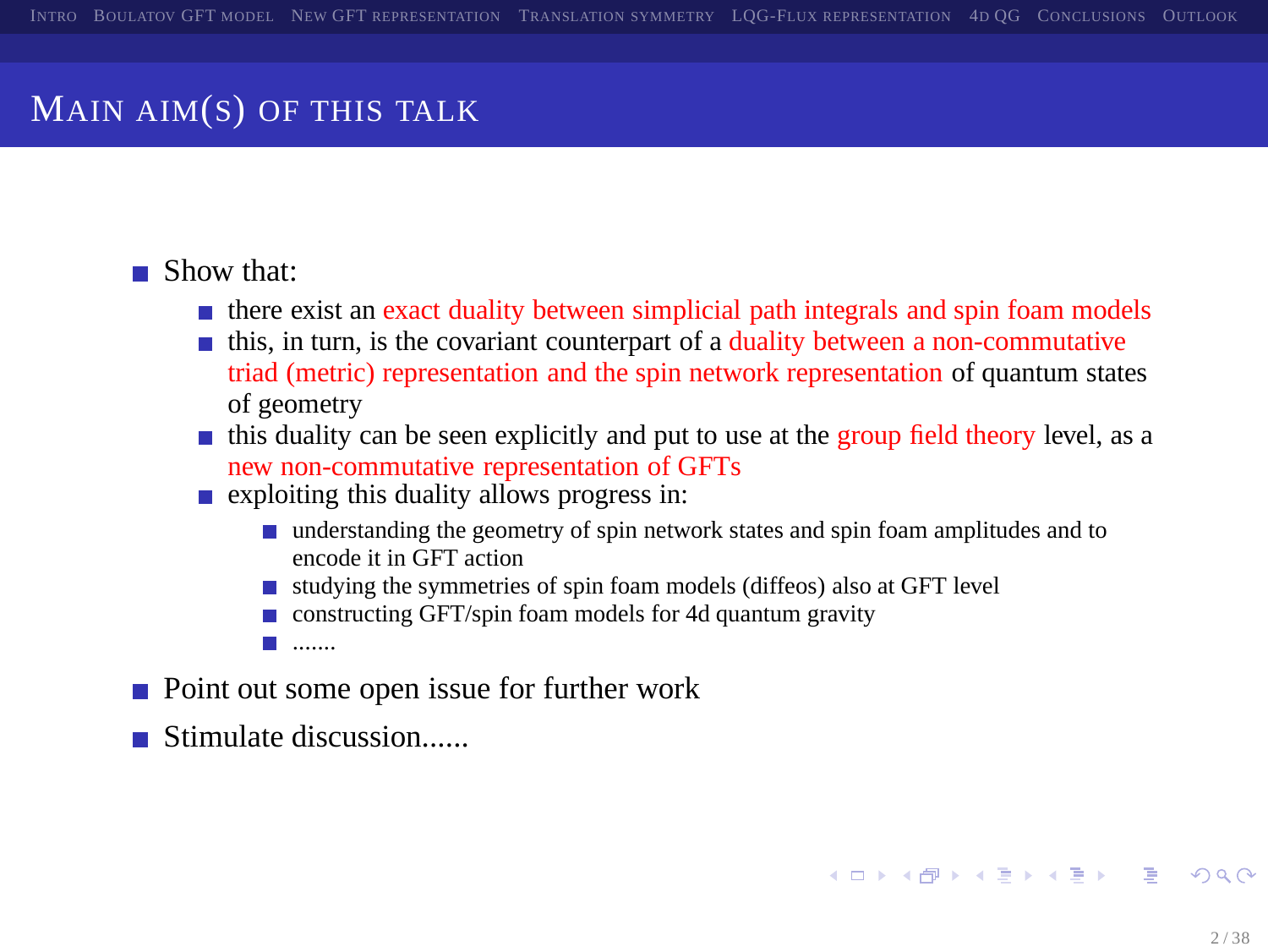# Main aim(s) of this talk

- Show that:
  - there exist an exact duality between simplicial path integrals and spin foam models
  - this, in turn, is the covariant counterpart of a duality between a non-commutative triad (metric) representation and the spin network representation of quantum states of geometry
  - this duality can be seen explicitly and put to use at the group field theory level, as a new non-commutative representation of GFTs
  - exploiting this duality allows progress in:
    - understanding the geometry of spin network states and spin foam amplitudes and to encode it in GFT action
    - studying the symmetries of spin foam models (diffeos) also at GFT level
    - constructing GFT/spin foam models for 4d quantum gravity
    - .......
- Point out some open issue for further work
- Stimulate discussion......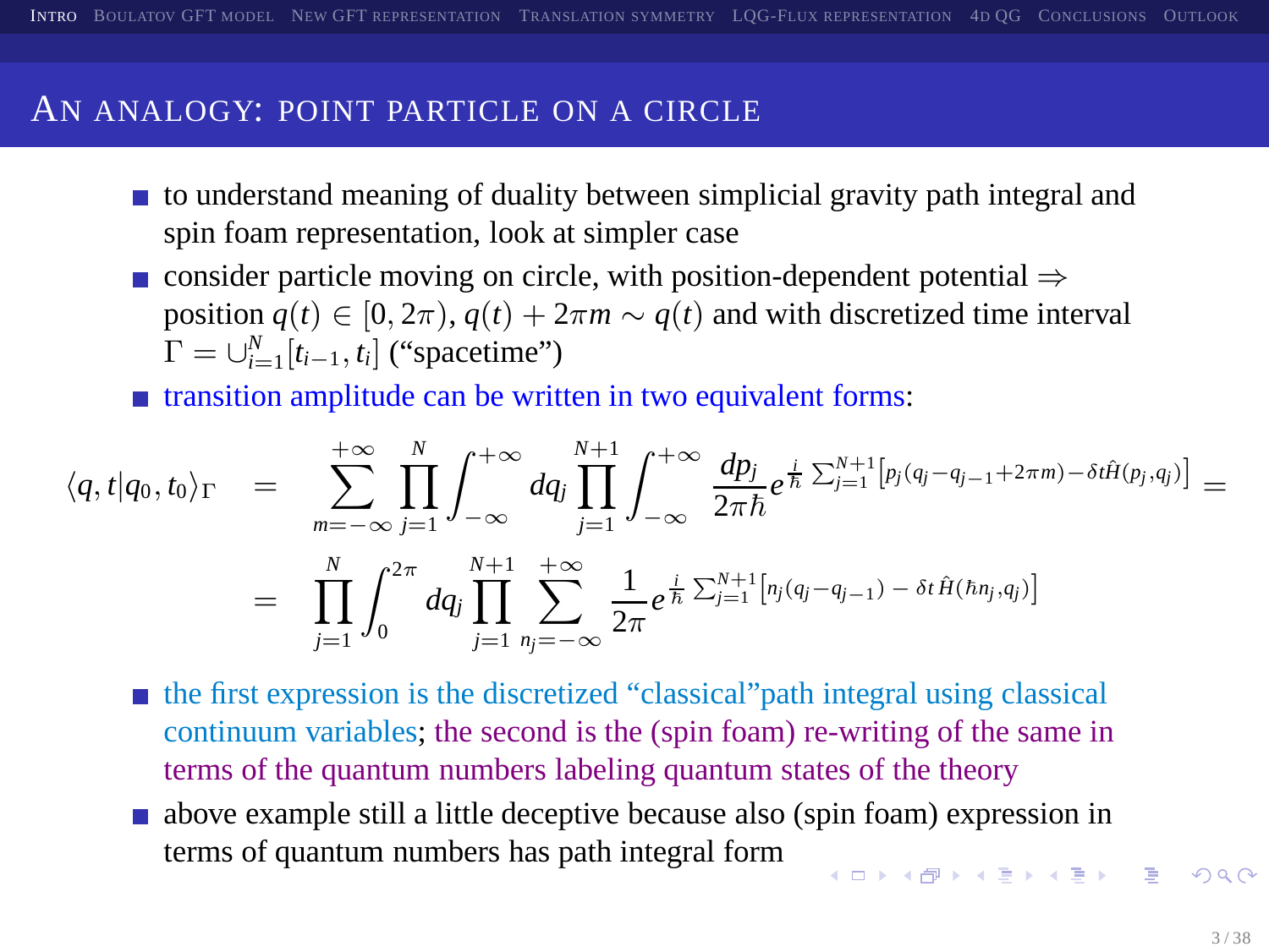## An analogy: point particle on a circle

- to understand meaning of duality between simplicial gravity path integral and spin foam representation, look at simpler case
- consider particle moving on circle, with position-dependent potential $\Rightarrow$ position $q(t) \in [0, 2\pi)$, $q(t) + 2\pi m \sim q(t)$ and with discretized time interval $\Gamma = \cup_{i=1}^{N} [t_{i-1}, t_i]$ ("spacetime")
- transition amplitude can be written in two equivalent forms:

$$
\begin{aligned}
\langle q, t | q_0, t_0 \rangle_\Gamma &= \sum_{m=-\infty}^{+\infty} \prod_{j=1}^{N} \int_{-\infty}^{+\infty} dq_j \prod_{j=1}^{N+1} \int_{-\infty}^{+\infty} \frac{dp_j}{2\pi\hbar} e^{\frac{i}{\hbar} \sum_{j=1}^{N+1} \left[ p_j (q_j - q_{j-1} + 2\pi m) - \delta t \hat{H}(p_j, q_j) \right]} = \\
&= \prod_{j=1}^{N} \int_{0}^{2\pi} dq_j \prod_{j=1}^{N+1} \sum_{n_j=-\infty}^{+\infty} \frac{1}{2\pi} e^{\frac{i}{\hbar} \sum_{j=1}^{N+1} \left[ n_j (q_j - q_{j-1}) \, - \, \delta t \, \hat{H}(\hbar n_j, q_j) \right]}
\end{aligned}
$$

- the first expression is the discretized "classical"path integral using classical continuum variables; the second is the (spin foam) re-writing of the same in terms of the quantum numbers labeling quantum states of the theory
- above example still a little deceptive because also (spin foam) expression in terms of quantum numbers has path integral form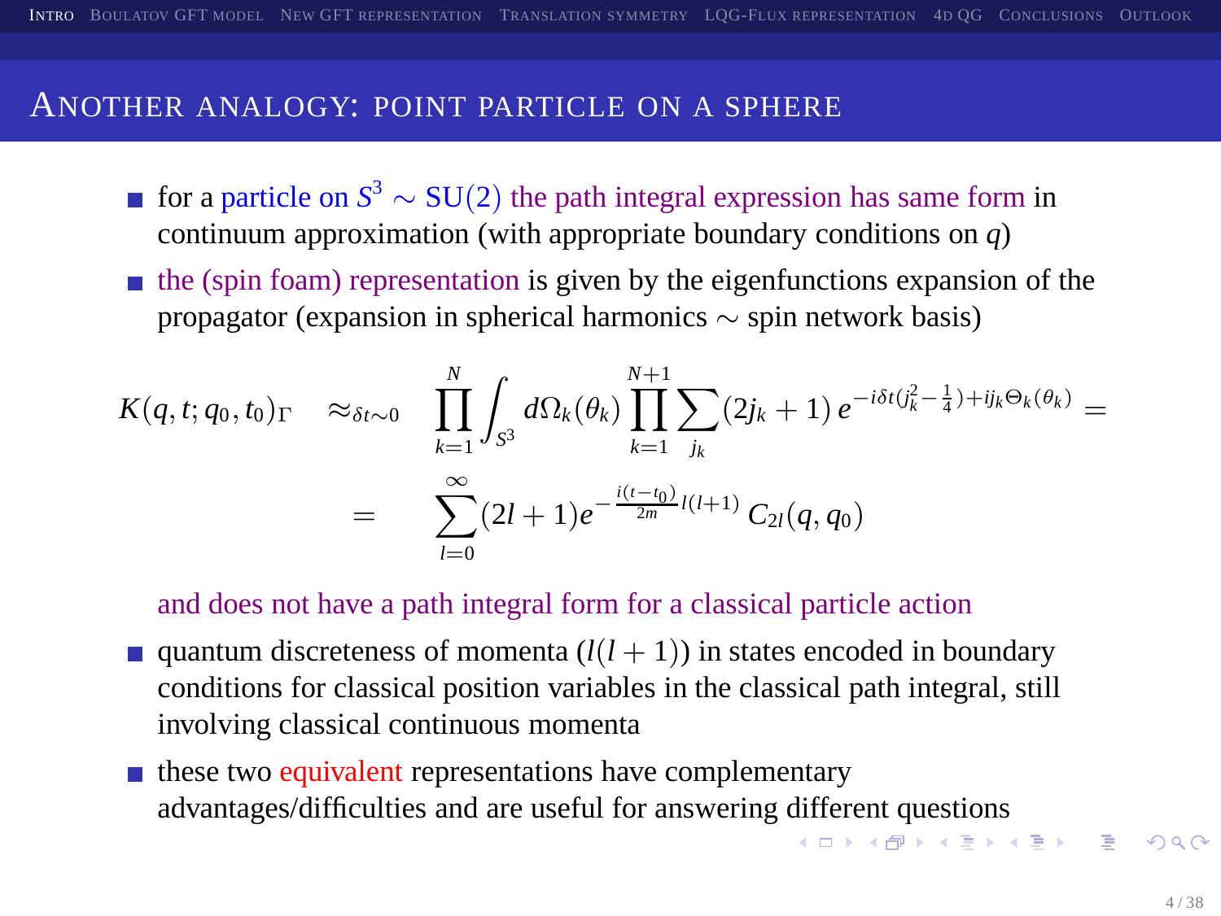## Another analogy: point particle on a sphere

- for a particle on $S^3 \sim \mathrm{SU}(2)$ the path integral expression has same form in continuum approximation (with appropriate boundary conditions on $q$)
- the (spin foam) representation is given by the eigenfunctions expansion of the propagator (expansion in spherical harmonics $\sim$ spin network basis)

$$K(q,t;q_0,t_0)_\Gamma \quad \approx_{\delta t \sim 0} \quad \prod_{k=1}^{N} \int_{S^3} d\Omega_k(\theta_k) \prod_{k=1}^{N+1} \sum_{j_k} (2j_k+1)\, e^{-i\delta t (j_k^2 - \frac{1}{4}) + i j_k \Theta_k(\theta_k)} =$$

$$= \quad \sum_{l=0}^{\infty} (2l+1) e^{-\frac{i(t-t_0)}{2m} l(l+1)}\, C_{2l}(q,q_0)$$

  and does not have a path integral form for a classical particle action

- quantum discreteness of momenta ($l(l+1)$) in states encoded in boundary conditions for classical position variables in the classical path integral, still involving classical continuous momenta
- these two equivalent representations have complementary advantages/difficulties and are useful for answering different questions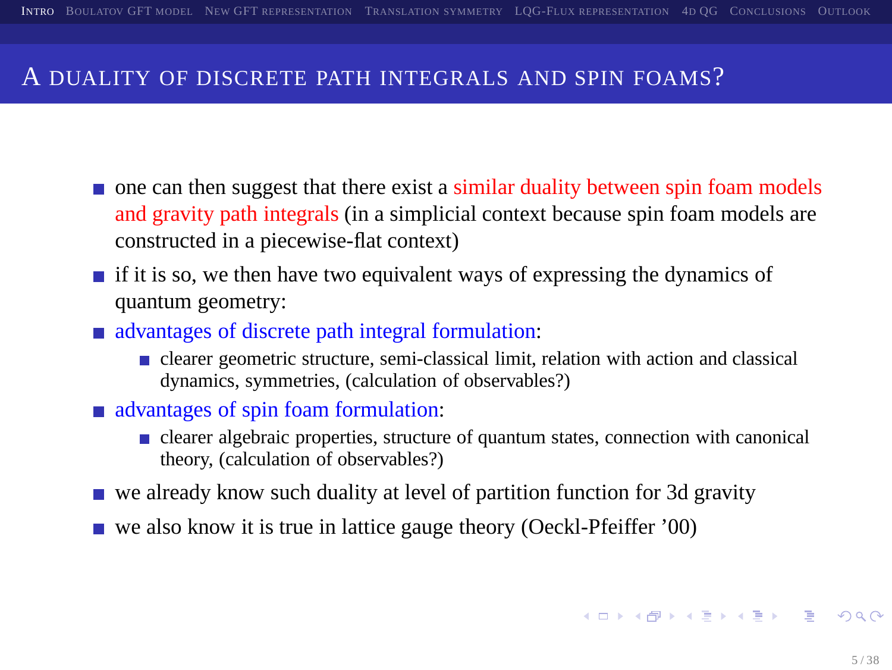# A duality of discrete path integrals and spin foams?

- one can then suggest that there exist a similar duality between spin foam models and gravity path integrals (in a simplicial context because spin foam models are constructed in a piecewise-flat context)
- if it is so, we then have two equivalent ways of expressing the dynamics of quantum geometry:
- advantages of discrete path integral formulation:
  - clearer geometric structure, semi-classical limit, relation with action and classical dynamics, symmetries, (calculation of observables?)
- advantages of spin foam formulation:
  - clearer algebraic properties, structure of quantum states, connection with canonical theory, (calculation of observables?)
- we already know such duality at level of partition function for 3d gravity
- we also know it is true in lattice gauge theory (Oeckl-Pfeiffer '00)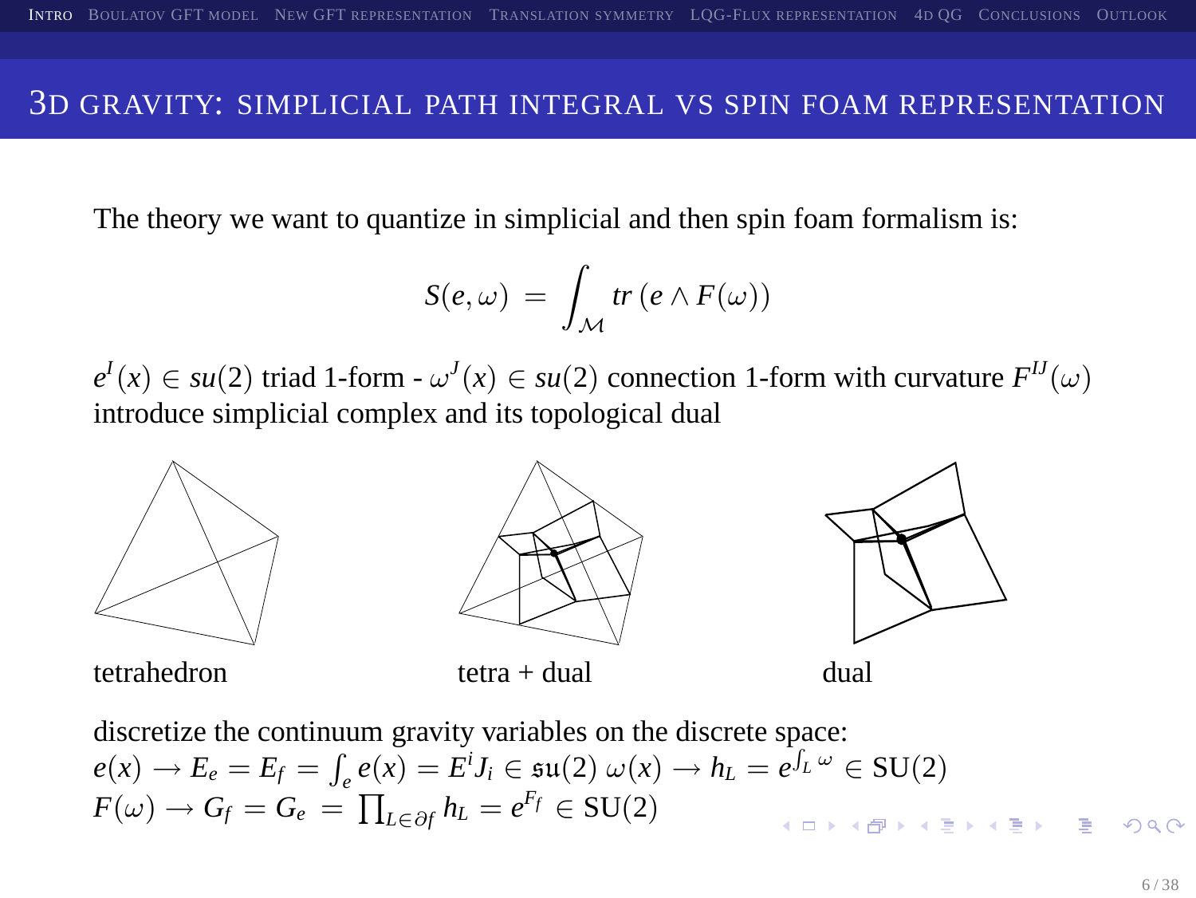# 3D gravity: simplicial path integral vs spin foam representation

The theory we want to quantize in simplicial and then spin foam formalism is:

$$S(e,\omega) \;=\; \int_{\mathcal{M}} tr\,(e \wedge F(\omega))$$

$e^I(x) \in su(2)$ triad 1-form - $\omega^J(x) \in su(2)$ connection 1-form with curvature $F^{IJ}(\omega)$
introduce simplicial complex and its topological dual

tetrahedron

tetra + dual

dual

discretize the continuum gravity variables on the discrete space:
$e(x) \rightarrow E_e = E_f \;=\; \int_e e(x) = E^i J_i \in \mathfrak{su}(2)$ $\omega(x) \rightarrow h_L = e^{\int_L \omega} \in \mathrm{SU}(2)$
$F(\omega) \rightarrow G_f = G_e \;=\; \prod_{L \in \partial f} h_L = e^{F_f} \in \mathrm{SU}(2)$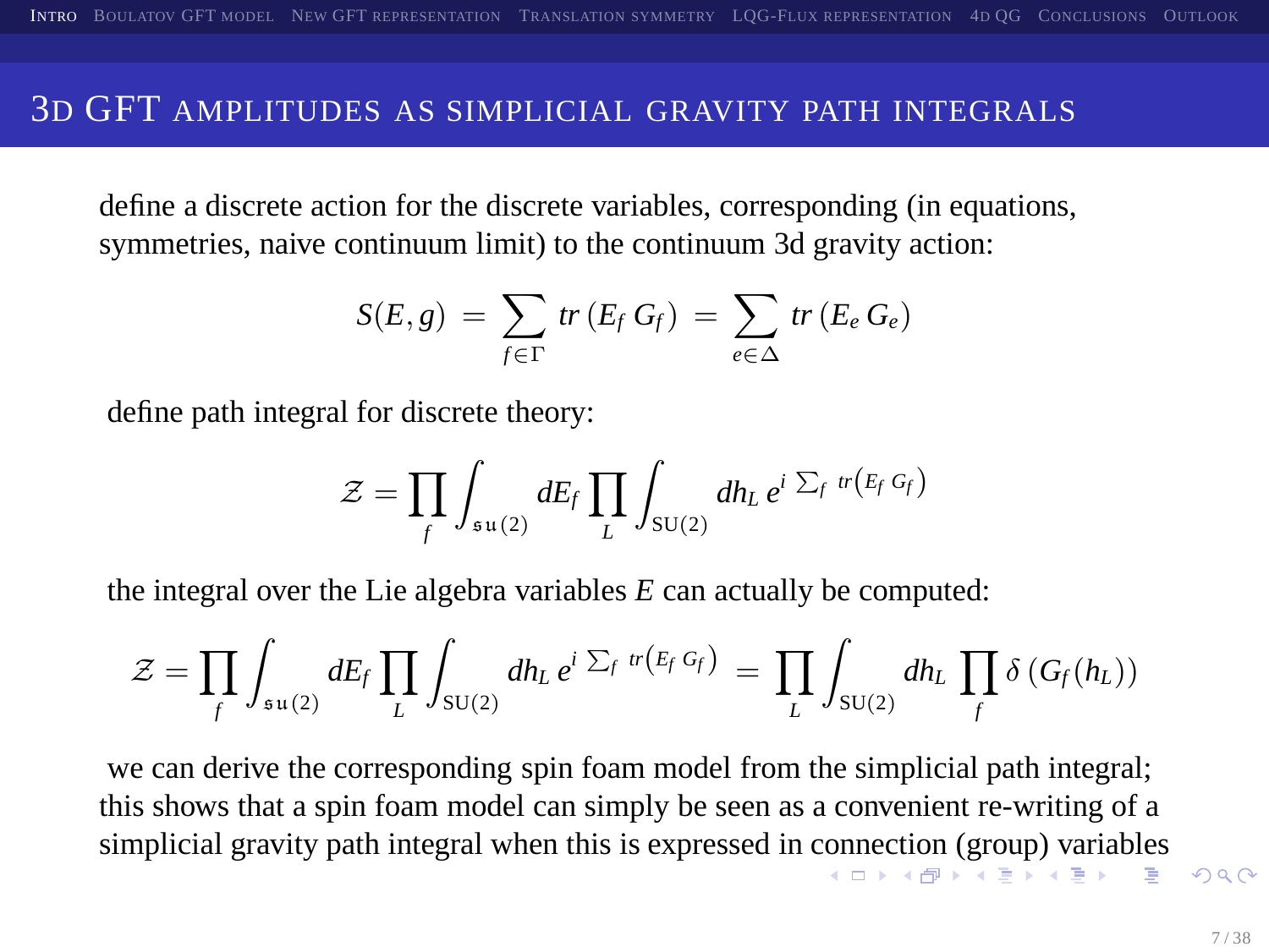# 3D GFT amplitudes as simplicial gravity path integrals

define a discrete action for the discrete variables, corresponding (in equations, symmetries, naive continuum limit) to the continuum 3d gravity action:

$$S(E,g) = \sum_{f\in\Gamma} tr\left(E_f\, G_f\right) = \sum_{e\in\Delta} tr\left(E_e\, G_e\right)$$

define path integral for discrete theory:

$$\mathcal{Z} = \prod_f \int_{\mathfrak{su}(2)} dE_f \prod_L \int_{\mathrm{SU}(2)} dh_L\, e^{i\,\sum_f\, tr\left(E_f\, G_f\right)}$$

the integral over the Lie algebra variables $E$ can actually be computed:

$$\mathcal{Z} = \prod_f \int_{\mathfrak{su}(2)} dE_f \prod_L \int_{\mathrm{SU}(2)} dh_L\, e^{i\,\sum_f\, tr\left(E_f\, G_f\right)} = \prod_L \int_{\mathrm{SU}(2)} dh_L \prod_f \delta\left(G_f(h_L)\right)$$

we can derive the corresponding spin foam model from the simplicial path integral; this shows that a spin foam model can simply be seen as a convenient re-writing of a simplicial gravity path integral when this is expressed in connection (group) variables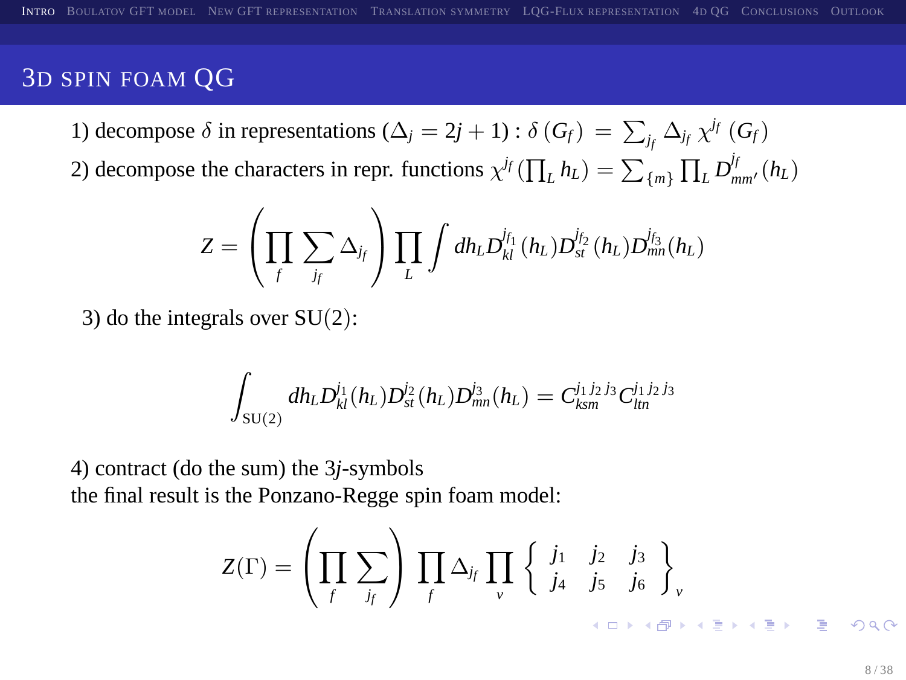## 3D spin foam QG

1) decompose $\delta$ in representations $(\Delta_j = 2j+1)$ : $\delta\left(G_f\right) \;=\; \sum_{j_f} \Delta_{j_f}\, \chi^{j_f}\left(G_f\right)$

2) decompose the characters in repr. functions $\chi^{j_f}\left(\prod_L h_L\right) = \sum_{\{m\}} \prod_L D^{j_f}_{mm'}(h_L)$

$$Z = \left(\prod_f \sum_{j_f} \Delta_{j_f}\right) \prod_L \int dh_L D^{j_{f_1}}_{kl}(h_L) D^{j_{f_2}}_{st}(h_L) D^{j_{f_3}}_{mn}(h_L)$$

3) do the integrals over SU(2):

$$\int_{\mathrm{SU}(2)} dh_L D^{j_1}_{kl}(h_L) D^{j_2}_{st}(h_L) D^{j_3}_{mn}(h_L) = C^{j_1\, j_2\, j_3}_{ksm} C^{j_1\, j_2\, j_3}_{ltn}$$

4) contract (do the sum) the 3$j$-symbols
the final result is the Ponzano-Regge spin foam model:

$$Z(\Gamma) = \left(\prod_f \sum_{j_f}\right) \prod_f \Delta_{j_f} \prod_v \left\{ \begin{array}{ccc} j_1 & j_2 & j_3 \\ j_4 & j_5 & j_6 \end{array} \right\}_v$$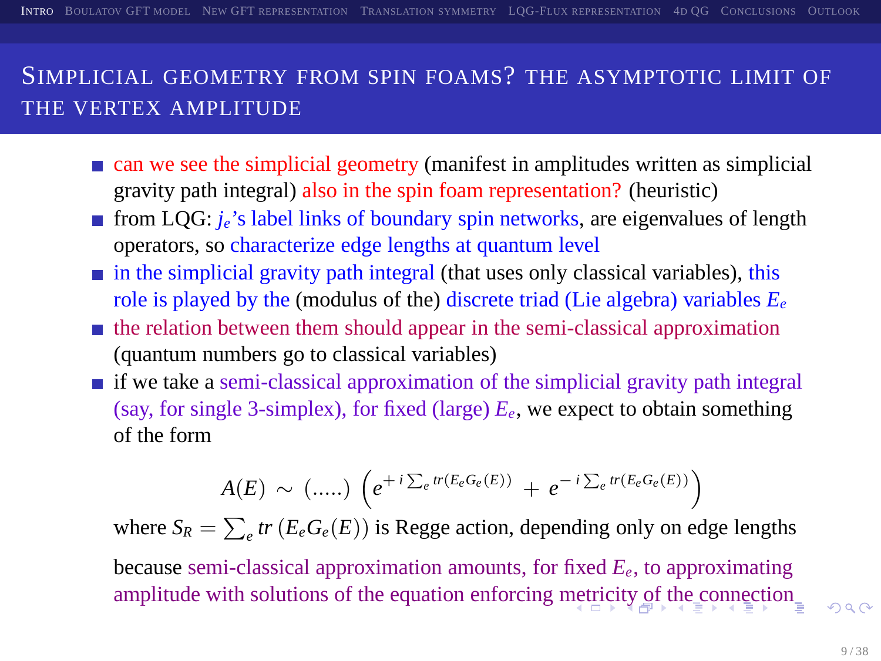## Simplicial geometry from spin foams? The asymptotic limit of the vertex amplitude

- can we see the simplicial geometry (manifest in amplitudes written as simplicial gravity path integral) also in the spin foam representation? (heuristic)
- from LQG: $j_e$'s label links of boundary spin networks, are eigenvalues of length operators, so characterize edge lengths at quantum level
- in the simplicial gravity path integral (that uses only classical variables), this role is played by the (modulus of the) discrete triad (Lie algebra) variables $E_e$
- the relation between them should appear in the semi-classical approximation (quantum numbers go to classical variables)
- if we take a semi-classical approximation of the simplicial gravity path integral (say, for single 3-simplex), for fixed (large) $E_e$, we expect to obtain something of the form

$$A(E) \sim (.....) \left( e^{+\,i\sum_e tr(E_e G_e(E))} + e^{-\,i\sum_e tr(E_e G_e(E))} \right)$$

where $S_R = \sum_e tr\,(E_e G_e(E))$ is Regge action, depending only on edge lengths

because semi-classical approximation amounts, for fixed $E_e$, to approximating amplitude with solutions of the equation enforcing metricity of the connection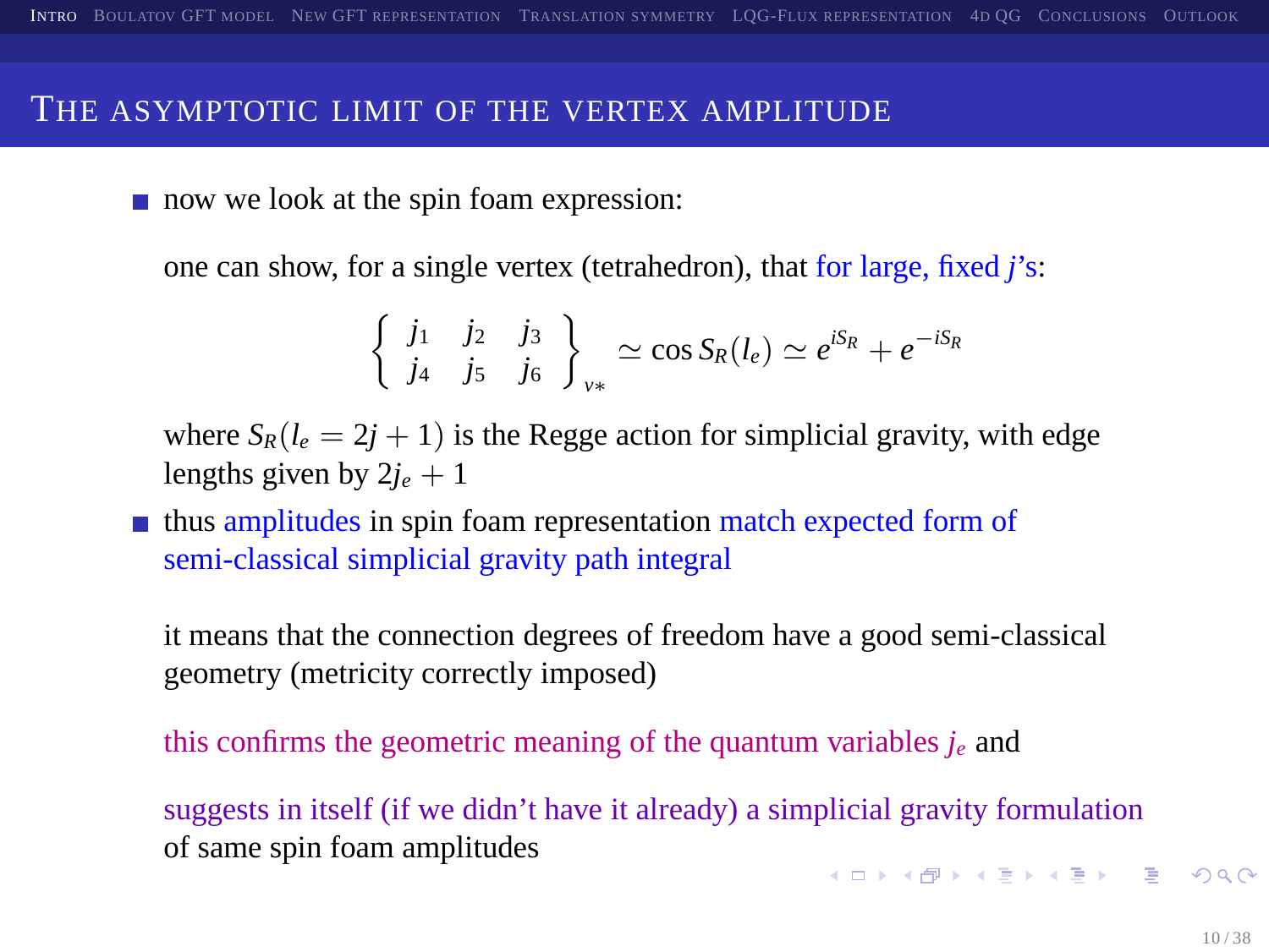# The asymptotic limit of the vertex amplitude

- now we look at the spin foam expression:

  one can show, for a single vertex (tetrahedron), that for large, fixed $j$'s:

$$\left\{ \begin{array}{ccc} j_1 & j_2 & j_3 \\ j_4 & j_5 & j_6 \end{array} \right\}_{v*} \simeq \cos S_R(l_e) \simeq e^{iS_R} + e^{-iS_R}$$

  where $S_R(l_e = 2j+1)$ is the Regge action for simplicial gravity, with edge lengths given by $2j_e + 1$

- thus amplitudes in spin foam representation match expected form of semi-classical simplicial gravity path integral

  it means that the connection degrees of freedom have a good semi-classical geometry (metricity correctly imposed)

  this confirms the geometric meaning of the quantum variables $j_e$ and

  suggests in itself (if we didn't have it already) a simplicial gravity formulation of same spin foam amplitudes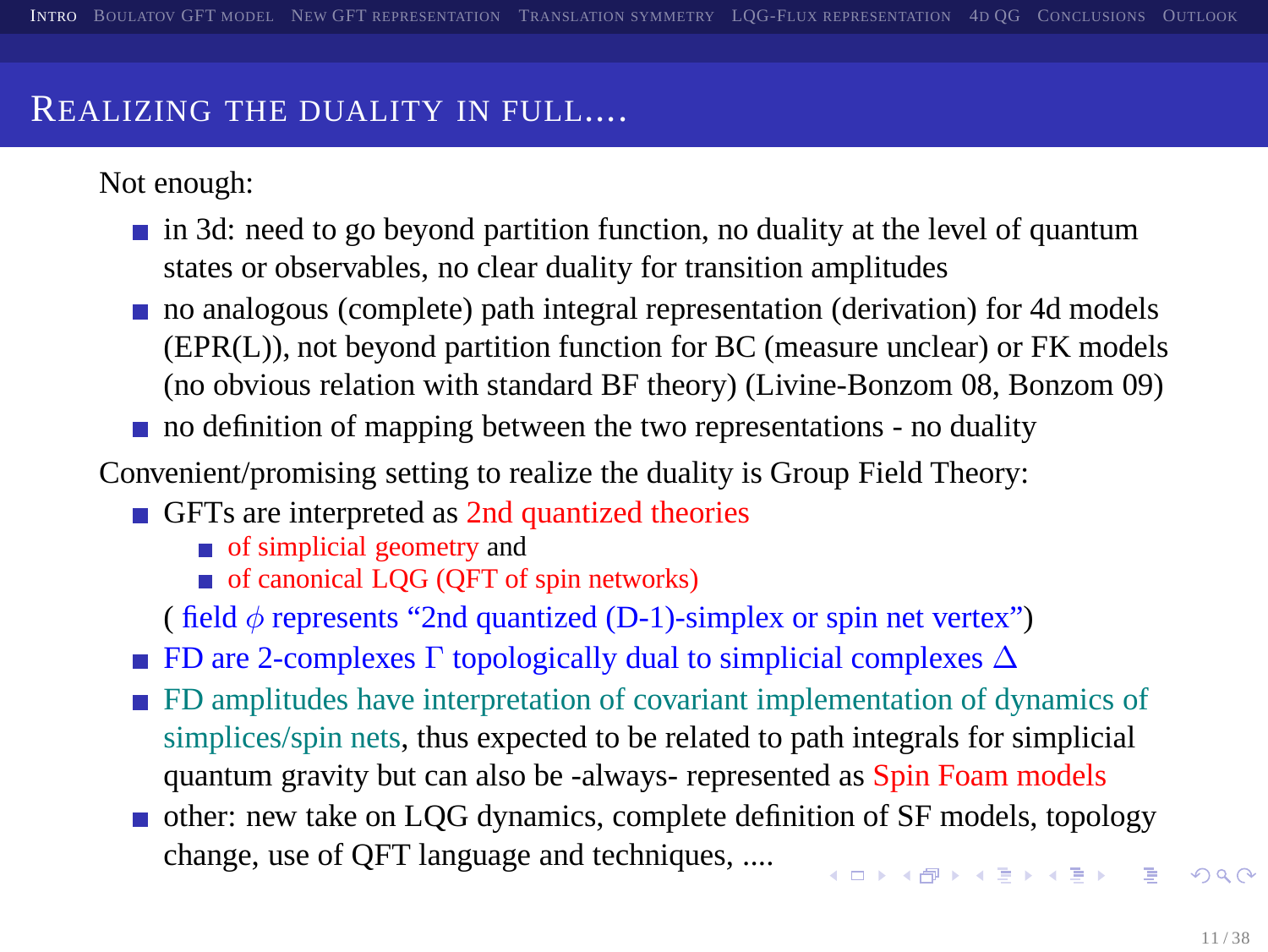## Realizing the duality in full....

Not enough:

- in 3d: need to go beyond partition function, no duality at the level of quantum states or observables, no clear duality for transition amplitudes
- no analogous (complete) path integral representation (derivation) for 4d models (EPR(L)), not beyond partition function for BC (measure unclear) or FK models (no obvious relation with standard BF theory) (Livine-Bonzom 08, Bonzom 09)
- no definition of mapping between the two representations - no duality

Convenient/promising setting to realize the duality is Group Field Theory:

- GFTs are interpreted as 2nd quantized theories
  - of simplicial geometry and
  - of canonical LQG (QFT of spin networks)

  ( field $\phi$ represents "2nd quantized (D-1)-simplex or spin net vertex")
- FD are 2-complexes $\Gamma$ topologically dual to simplicial complexes $\Delta$
- FD amplitudes have interpretation of covariant implementation of dynamics of simplices/spin nets, thus expected to be related to path integrals for simplicial quantum gravity but can also be -always- represented as Spin Foam models
- other: new take on LQG dynamics, complete definition of SF models, topology change, use of QFT language and techniques, ....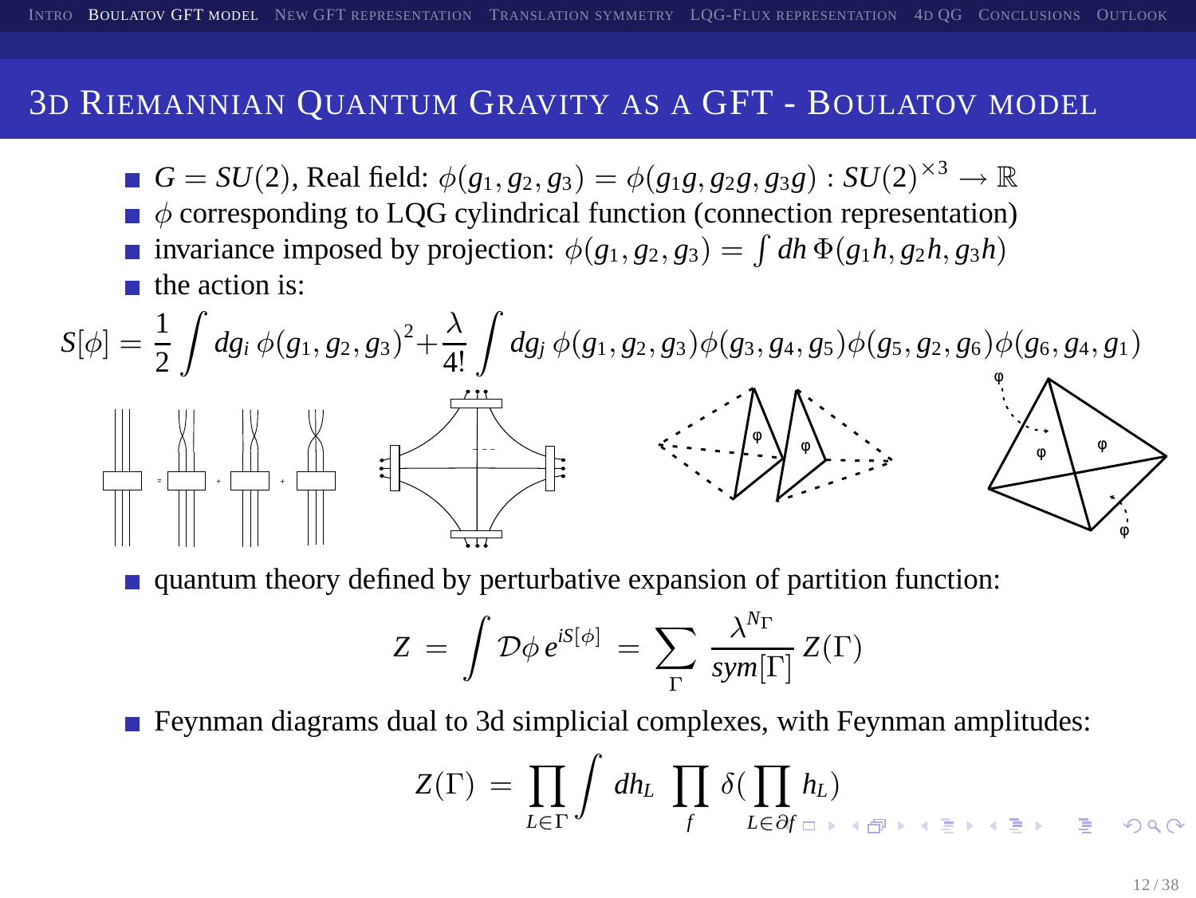## 3D Riemannian Quantum Gravity as a GFT - Boulatov model

- $G = SU(2)$, Real field: $\phi(g_1, g_2, g_3) = \phi(g_1 g, g_2 g, g_3 g) : SU(2)^{\times 3} \to \mathbb{R}$
- $\phi$ corresponding to LQG cylindrical function (connection representation)
- invariance imposed by projection: $\phi(g_1, g_2, g_3) = \int dh\, \Phi(g_1 h, g_2 h, g_3 h)$
- the action is:

$$S[\phi] = \frac{1}{2} \int dg_i\, \phi(g_1, g_2, g_3)^2 + \frac{\lambda}{4!} \int dg_j\, \phi(g_1, g_2, g_3)\phi(g_3, g_4, g_5)\phi(g_5, g_2, g_6)\phi(g_6, g_4, g_1)$$

- quantum theory defined by perturbative expansion of partition function:

$$Z = \int \mathcal{D}\phi\, e^{iS[\phi]} = \sum_{\Gamma} \frac{\lambda^{N_\Gamma}}{sym[\Gamma]} Z(\Gamma)$$

- Feynman diagrams dual to 3d simplicial complexes, with Feynman amplitudes:

$$Z(\Gamma) = \prod_{L \in \Gamma} \int dh_L \prod_f \delta\Big(\prod_{L \in \partial f} h_L\Big)$$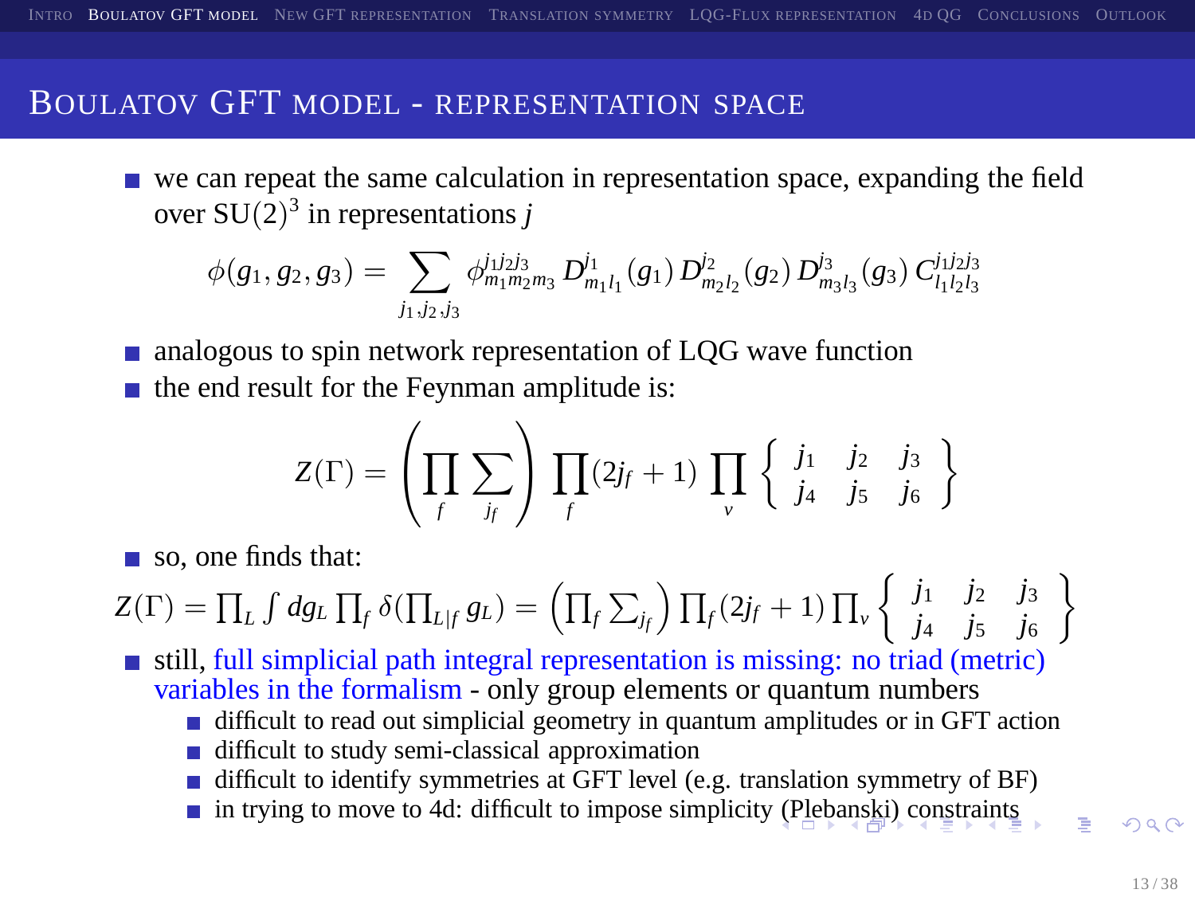## Boulatov GFT model - representation space

- we can repeat the same calculation in representation space, expanding the field over $\mathrm{SU}(2)^3$ in representations $j$

$$\phi(g_1, g_2, g_3) = \sum_{j_1, j_2, j_3} \phi^{j_1 j_2 j_3}_{m_1 m_2 m_3} \, D^{j_1}_{m_1 l_1}(g_1) \, D^{j_2}_{m_2 l_2}(g_2) \, D^{j_3}_{m_3 l_3}(g_3) \, C^{j_1 j_2 j_3}_{l_1 l_2 l_3}$$

- analogous to spin network representation of LQG wave function
- the end result for the Feynman amplitude is:

$$Z(\Gamma) = \left( \prod_f \sum_{j_f} \right) \prod_f (2j_f + 1) \prod_v \left\{ \begin{array}{ccc} j_1 & j_2 & j_3 \\ j_4 & j_5 & j_6 \end{array} \right\}$$

- so, one finds that:

$$Z(\Gamma) = \prod_L \int dg_L \prod_f \delta(\prod_{L|f} g_L) = \left( \prod_f \sum_{j_f} \right) \prod_f (2j_f + 1) \prod_v \left\{ \begin{array}{ccc} j_1 & j_2 & j_3 \\ j_4 & j_5 & j_6 \end{array} \right\}$$

- still, full simplicial path integral representation is missing: no triad (metric) variables in the formalism - only group elements or quantum numbers
  - difficult to read out simplicial geometry in quantum amplitudes or in GFT action
  - difficult to study semi-classical approximation
  - difficult to identify symmetries at GFT level (e.g. translation symmetry of BF)
  - in trying to move to 4d: difficult to impose simplicity (Plebanski) constraints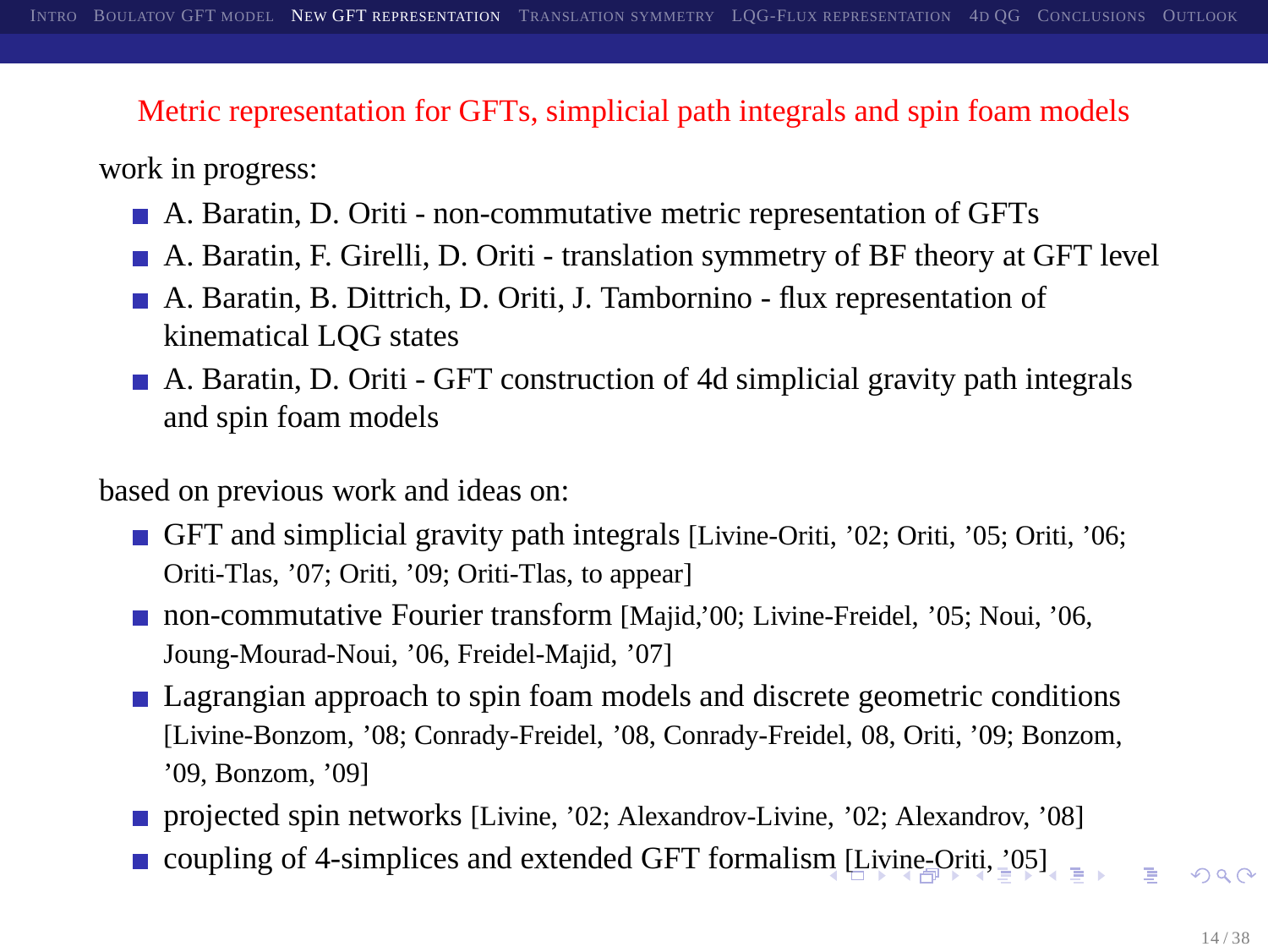## Metric representation for GFTs, simplicial path integrals and spin foam models

work in progress:

- A. Baratin, D. Oriti - non-commutative metric representation of GFTs
- A. Baratin, F. Girelli, D. Oriti - translation symmetry of BF theory at GFT level
- A. Baratin, B. Dittrich, D. Oriti, J. Tambornino - flux representation of kinematical LQG states
- A. Baratin, D. Oriti - GFT construction of 4d simplicial gravity path integrals and spin foam models

based on previous work and ideas on:

- GFT and simplicial gravity path integrals [Livine-Oriti, '02; Oriti, '05; Oriti, '06; Oriti-Tlas, '07; Oriti, '09; Oriti-Tlas, to appear]
- non-commutative Fourier transform [Majid,'00; Livine-Freidel, '05; Noui, '06, Joung-Mourad-Noui, '06, Freidel-Majid, '07]
- Lagrangian approach to spin foam models and discrete geometric conditions [Livine-Bonzom, '08; Conrady-Freidel, '08, Conrady-Freidel, 08, Oriti, '09; Bonzom, '09, Bonzom, '09]
- projected spin networks [Livine, '02; Alexandrov-Livine, '02; Alexandrov, '08]
- coupling of 4-simplices and extended GFT formalism [Livine-Oriti, '05]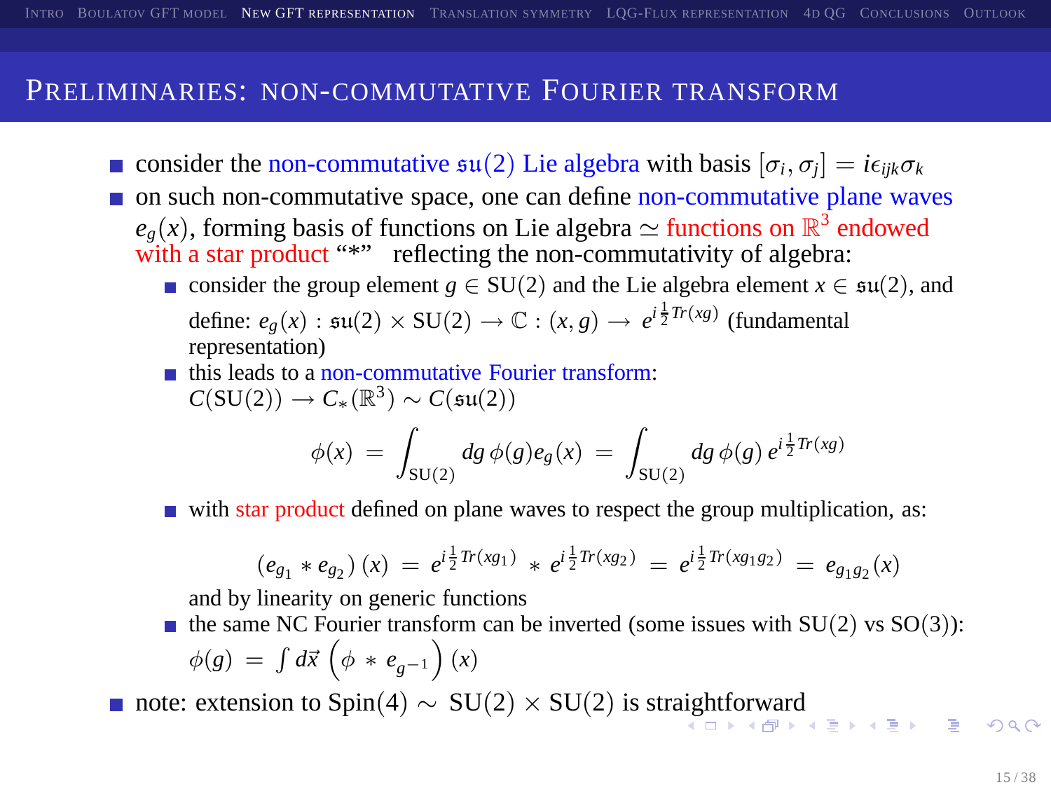# Preliminaries: non-commutative Fourier transform

- consider the non-commutative $\mathfrak{su}(2)$ Lie algebra with basis $[\sigma_i, \sigma_j] = i\epsilon_{ijk}\sigma_k$
- on such non-commutative space, one can define non-commutative plane waves $e_g(x)$, forming basis of functions on Lie algebra $\simeq$ functions on $\mathbb{R}^3$ endowed with a star product "*" reflecting the non-commutativity of algebra:
  - consider the group element $g \in \mathrm{SU}(2)$ and the Lie algebra element $x \in \mathfrak{su}(2)$, and define: $e_g(x) : \mathfrak{su}(2) \times \mathrm{SU}(2) \to \mathbb{C} : (x, g) \to e^{i\frac{1}{2}Tr(xg)}$ (fundamental representation)
  - this leads to a non-commutative Fourier transform: $C(\mathrm{SU}(2)) \to C_*(\mathbb{R}^3) \sim C(\mathfrak{su}(2))$

$$\phi(x) = \int_{\mathrm{SU}(2)} dg\, \phi(g) e_g(x) = \int_{\mathrm{SU}(2)} dg\, \phi(g)\, e^{i\frac{1}{2}Tr(xg)}$$

  - with star product defined on plane waves to respect the group multiplication, as:

$$\left(e_{g_1} * e_{g_2}\right)(x) = e^{i\frac{1}{2}Tr(xg_1)} * e^{i\frac{1}{2}Tr(xg_2)} = e^{i\frac{1}{2}Tr(xg_1g_2)} = e_{g_1g_2}(x)$$

    and by linearity on generic functions
  - the same NC Fourier transform can be inverted (some issues with $\mathrm{SU}(2)$ vs $\mathrm{SO}(3)$): $\phi(g) = \int d\vec{x} \left(\phi * e_{g^{-1}}\right)(x)$
- note: extension to $\mathrm{Spin}(4) \sim \mathrm{SU}(2) \times \mathrm{SU}(2)$ is straightforward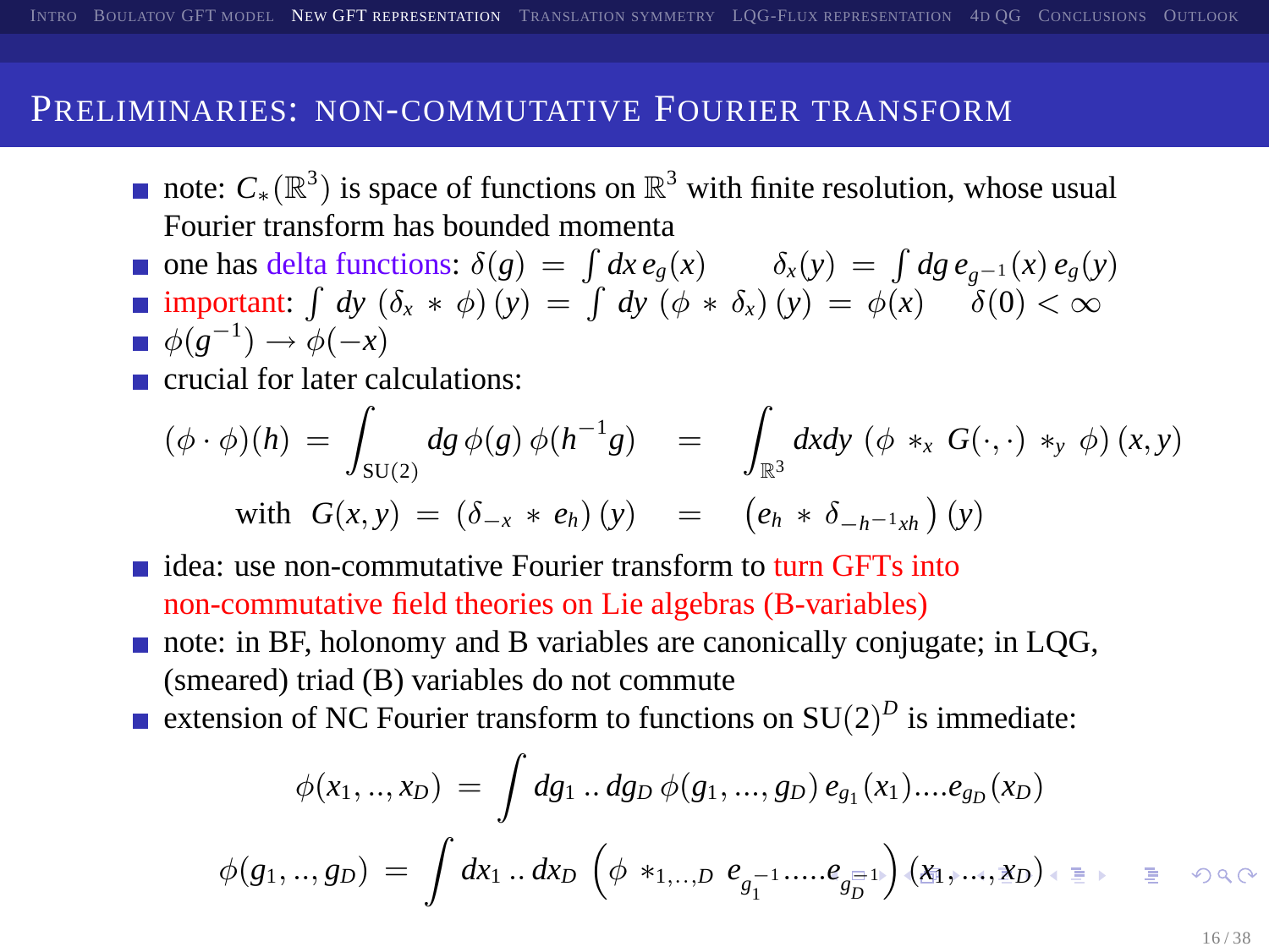## Preliminaries: non-commutative Fourier transform

- note: $C_*(\mathbb{R}^3)$ is space of functions on $\mathbb{R}^3$ with finite resolution, whose usual Fourier transform has bounded momenta
- one has delta functions: $\delta(g) = \int dx\, e_g(x) \qquad \delta_x(y) = \int dg\, e_{g^{-1}}(x)\, e_g(y)$
- important: $\int dy\, (\delta_x * \phi)(y) = \int dy\, (\phi * \delta_x)(y) = \phi(x) \qquad \delta(0) < \infty$
- $\phi(g^{-1}) \to \phi(-x)$
- crucial for later calculations:

$$(\phi \cdot \phi)(h) = \int_{\mathrm{SU}(2)} dg\, \phi(g)\, \phi(h^{-1}g) \quad = \quad \int_{\mathbb{R}^3} dxdy\, (\phi *_x G(\cdot,\cdot) *_y \phi)(x,y)$$

$$\text{with} \quad G(x,y) = (\delta_{-x} * e_h)(y) \quad = \quad \left(e_h * \delta_{-h^{-1}xh}\right)(y)$$

- idea: use non-commutative Fourier transform to turn GFTs into non-commutative field theories on Lie algebras (B-variables)
- note: in BF, holonomy and B variables are canonically conjugate; in LQG, (smeared) triad (B) variables do not commute
- extension of NC Fourier transform to functions on $\mathrm{SU}(2)^D$ is immediate:

$$\phi(x_1,..,x_D) = \int dg_1 .. dg_D\, \phi(g_1,...,g_D)\, e_{g_1}(x_1)....e_{g_D}(x_D)$$

$$\phi(g_1,..,g_D) = \int dx_1 .. dx_D \left(\phi *_{1,..,D} e_{g_1^{-1}}....e_{g_D^{-1}}\right)(x_1,...,x_D)$$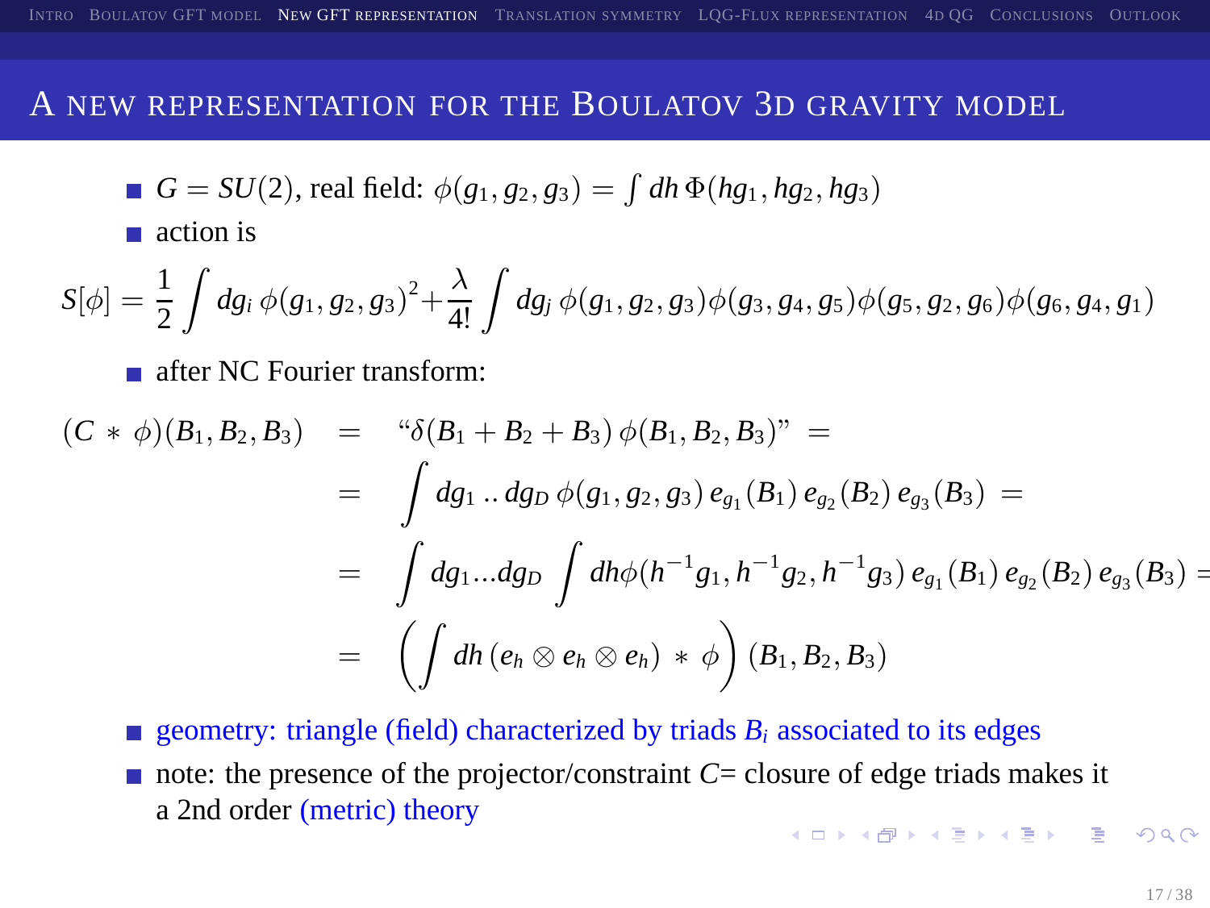## A new representation for the Boulatov 3D gravity model

- $G = SU(2)$, real field: $\phi(g_1, g_2, g_3) = \int dh\, \Phi(hg_1, hg_2, hg_3)$
- action is

$$S[\phi] = \frac{1}{2}\int dg_i\, \phi(g_1, g_2, g_3)^2 + \frac{\lambda}{4!}\int dg_j\, \phi(g_1, g_2, g_3)\phi(g_3, g_4, g_5)\phi(g_5, g_2, g_6)\phi(g_6, g_4, g_1)$$

- after NC Fourier transform:

$$\begin{aligned}
(C * \phi)(B_1, B_2, B_3) &= \text{“}\delta(B_1 + B_2 + B_3)\, \phi(B_1, B_2, B_3)\text{”} = \\
&= \int dg_1 .. dg_D\, \phi(g_1, g_2, g_3)\, e_{g_1}(B_1)\, e_{g_2}(B_2)\, e_{g_3}(B_3) = \\
&= \int dg_1 ... dg_D \int dh \phi(h^{-1}g_1, h^{-1}g_2, h^{-1}g_3)\, e_{g_1}(B_1)\, e_{g_2}(B_2)\, e_{g_3}(B_3) = \\
&= \left(\int dh\, (e_h \otimes e_h \otimes e_h) * \phi\right)(B_1, B_2, B_3)
\end{aligned}$$

- geometry: triangle (field) characterized by triads $B_i$ associated to its edges
- note: the presence of the projector/constraint $C$= closure of edge triads makes it a 2nd order (metric) theory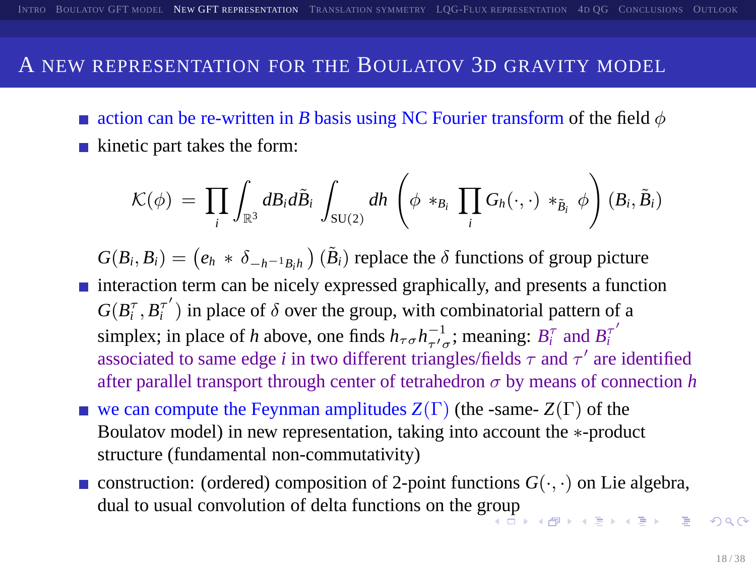# A new representation for the Boulatov 3d gravity model

- action can be re-written in $B$ basis using NC Fourier transform of the field $\phi$
- kinetic part takes the form:

$$\mathcal{K}(\phi) \;=\; \prod_i \int_{\mathbb{R}^3} dB_i d\tilde{B}_i \int_{\mathrm{SU}(2)} dh \left( \phi \,*_{B_i}\, \prod_i G_h(\cdot,\cdot) \,*_{\tilde{B}_i}\, \phi \right) (B_i, \tilde{B}_i)$$

  $G(B_i, B_i) = \left( e_h \,*\, \delta_{-h^{-1}B_i h} \right)(\tilde{B}_i)$ replace the $\delta$ functions of group picture

- interaction term can be nicely expressed graphically, and presents a function $G(B_i^\tau, B_i^{\tau'})$ in place of $\delta$ over the group, with combinatorial pattern of a simplex; in place of $h$ above, one finds $h_{\tau\sigma} h_{\tau'\sigma}^{-1}$; meaning: $B_i^\tau$ and $B_i^{\tau'}$ associated to same edge $i$ in two different triangles/fields $\tau$ and $\tau'$ are identified after parallel transport through center of tetrahedron $\sigma$ by means of connection $h$
- we can compute the Feynman amplitudes $Z(\Gamma)$ (the -same- $Z(\Gamma)$ of the Boulatov model) in new representation, taking into account the $*$-product structure (fundamental non-commutativity)
- construction: (ordered) composition of 2-point functions $G(\cdot,\cdot)$ on Lie algebra, dual to usual convolution of delta functions on the group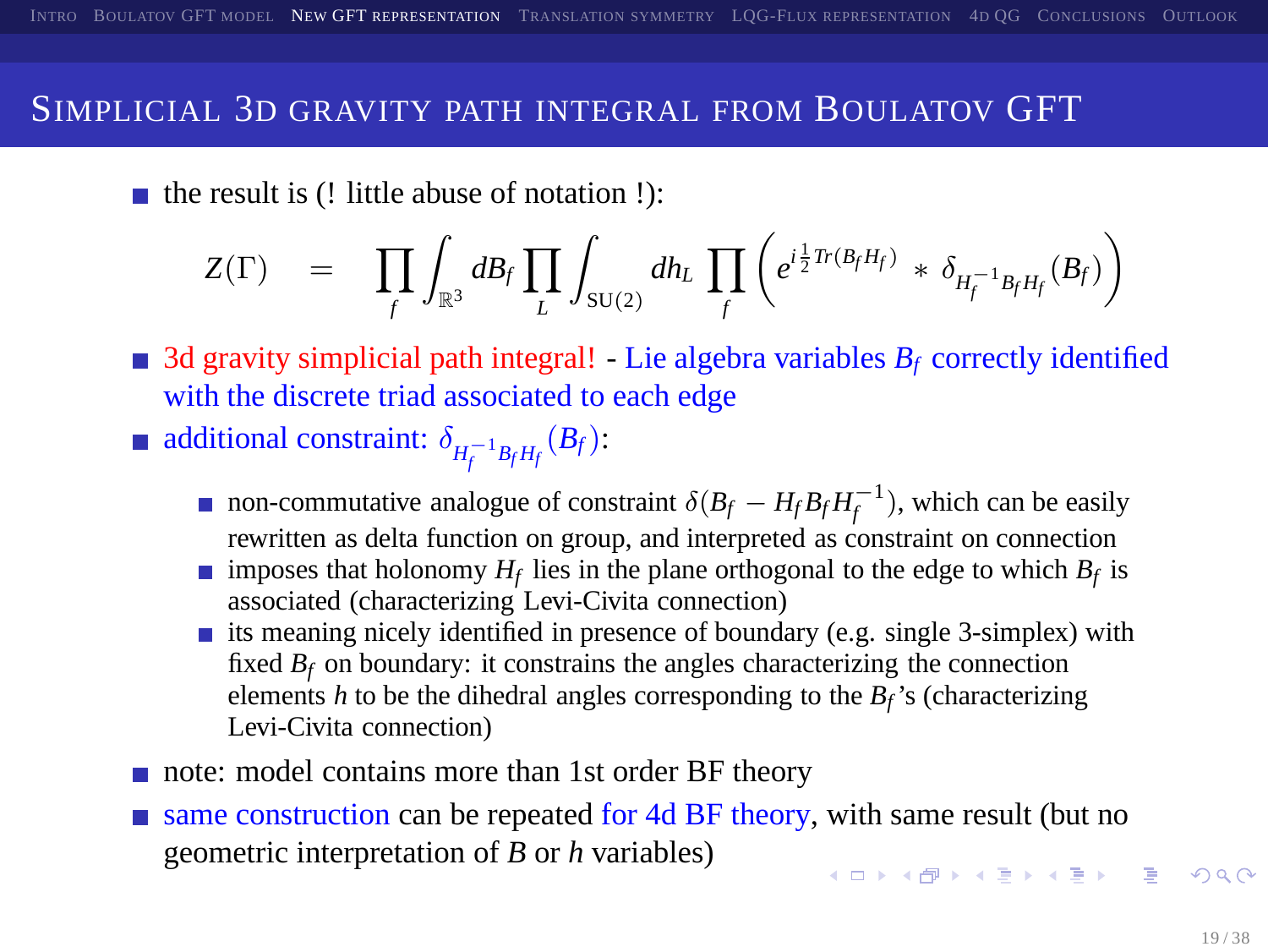## Simplicial 3d gravity path integral from Boulatov GFT

- the result is (! little abuse of notation !):

$$Z(\Gamma) \;=\; \prod_f \int_{\mathbb{R}^3} dB_f \prod_L \int_{\mathrm{SU}(2)} dh_L \prod_f \left( e^{i\frac{1}{2}Tr(B_f H_f)} * \delta_{H_f^{-1} B_f H_f}(B_f) \right)$$

- 3d gravity simplicial path integral! - Lie algebra variables $B_f$ correctly identified with the discrete triad associated to each edge
- additional constraint: $\delta_{H_f^{-1} B_f H_f}(B_f)$:
  - non-commutative analogue of constraint $\delta(B_f - H_f B_f H_f^{-1})$, which can be easily rewritten as delta function on group, and interpreted as constraint on connection
  - imposes that holonomy $H_f$ lies in the plane orthogonal to the edge to which $B_f$ is associated (characterizing Levi-Civita connection)
  - its meaning nicely identified in presence of boundary (e.g. single 3-simplex) with fixed $B_f$ on boundary: it constrains the angles characterizing the connection elements $h$ to be the dihedral angles corresponding to the $B_f$'s (characterizing Levi-Civita connection)
- note: model contains more than 1st order BF theory
- same construction can be repeated for 4d BF theory, with same result (but no geometric interpretation of $B$ or $h$ variables)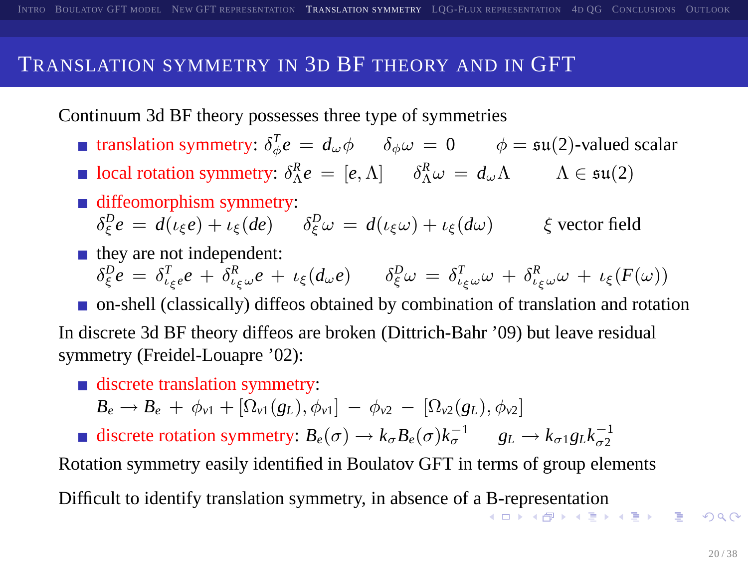## Translation symmetry in 3d BF theory and in GFT

Continuum 3d BF theory possesses three type of symmetries

- translation symmetry: $\delta^T_\phi e \,=\, d_\omega \phi \qquad \delta_\phi \omega \,=\, 0 \qquad \phi = \mathfrak{su}(2)$-valued scalar
- local rotation symmetry: $\delta^R_\Lambda e \,=\, [e, \Lambda] \qquad \delta^R_\Lambda \omega \,=\, d_\omega \Lambda \qquad \Lambda \in \mathfrak{su}(2)$
- diffeomorphism symmetry:
  $\delta^D_\xi e \,=\, d(\iota_\xi e) + \iota_\xi(de) \qquad \delta^D_\xi \omega \,=\, d(\iota_\xi \omega) + \iota_\xi(d\omega) \qquad \xi$ vector field
- they are not independent:
  $\delta^D_\xi e \,=\, \delta^T_{\iota_\xi e} e \,+\, \delta^R_{\iota_\xi \omega} e \,+\, \iota_\xi(d_\omega e) \qquad \delta^D_\xi \omega \,=\, \delta^T_{\iota_\xi \omega}\omega \,+\, \delta^R_{\iota_\xi \omega}\omega \,+\, \iota_\xi(F(\omega))$
- on-shell (classically) diffeos obtained by combination of translation and rotation

In discrete 3d BF theory diffeos are broken (Dittrich-Bahr '09) but leave residual symmetry (Freidel-Louapre '02):

- discrete translation symmetry:
  $B_e \longrightarrow B_e \,+\, \phi_{v1} + [\Omega_{v1}(g_L), \phi_{v1}] \,-\, \phi_{v2} \,-\, [\Omega_{v2}(g_L), \phi_{v2}]$
- discrete rotation symmetry: $B_e(\sigma) \longrightarrow k_\sigma B_e(\sigma) k_\sigma^{-1} \qquad g_L \longrightarrow k_{\sigma 1} g_L k_{\sigma 2}^{-1}$

Rotation symmetry easily identified in Boulatov GFT in terms of group elements

Difficult to identify translation symmetry, in absence of a B-representation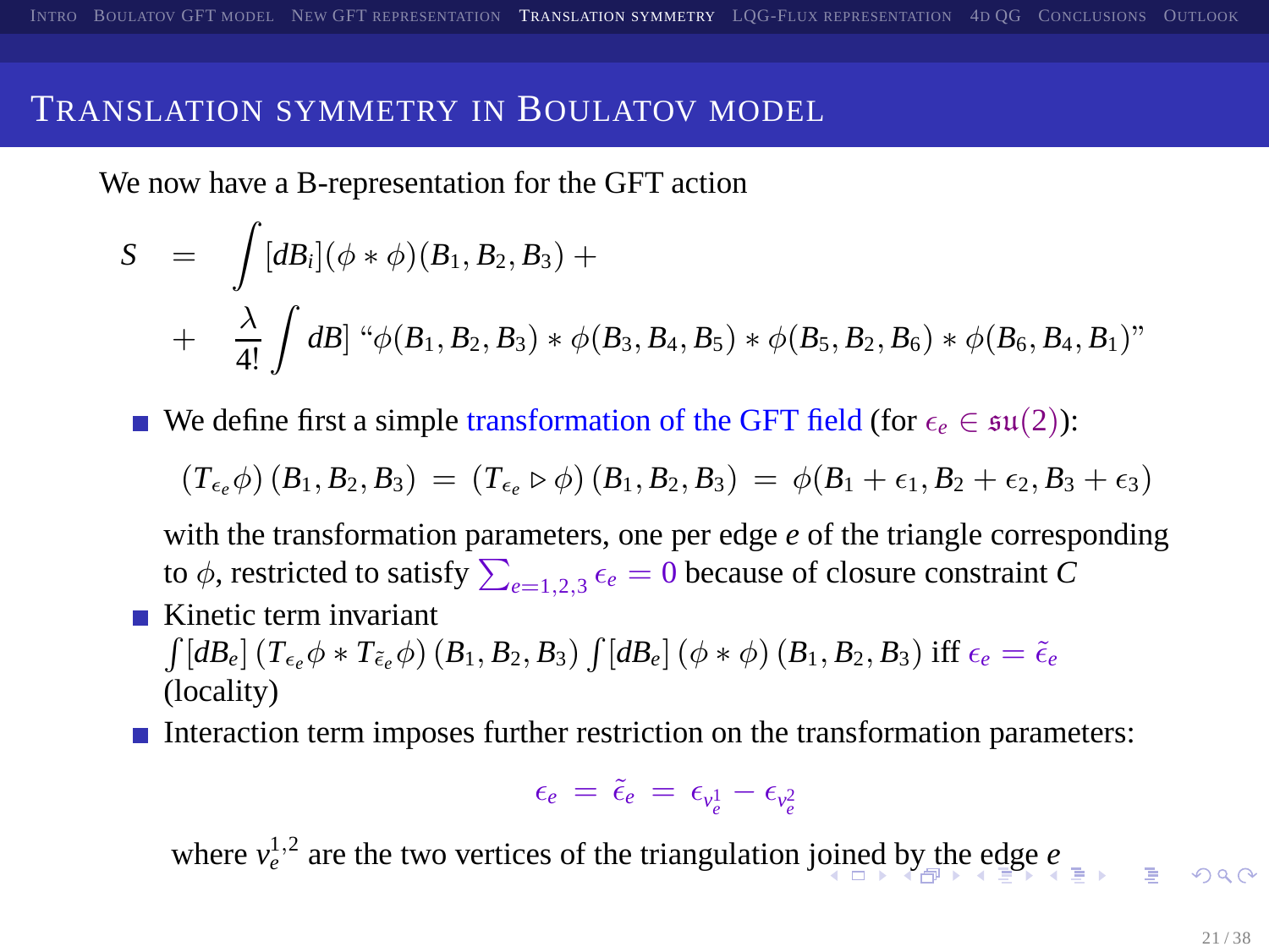## Translation symmetry in Boulatov model

We now have a B-representation for the GFT action

$$
\begin{aligned}
S &= \int [dB_i] (\phi * \phi)(B_1, B_2, B_3) + \\
&+ \frac{\lambda}{4!} \int dB] \text{ “}\phi(B_1, B_2, B_3) * \phi(B_3, B_4, B_5) * \phi(B_5, B_2, B_6) * \phi(B_6, B_4, B_1)\text{”}
\end{aligned}
$$

- We define first a simple transformation of the GFT field (for $\epsilon_e \in \mathfrak{su}(2)$):

  $$(T_{\epsilon_e}\phi)(B_1, B_2, B_3) = (T_{\epsilon_e} \triangleright \phi)(B_1, B_2, B_3) = \phi(B_1 + \epsilon_1, B_2 + \epsilon_2, B_3 + \epsilon_3)$$

  with the transformation parameters, one per edge $e$ of the triangle corresponding to $\phi$, restricted to satisfy $\sum_{e=1,2,3} \epsilon_e = 0$ because of closure constraint $C$

- Kinetic term invariant
  $\int [dB_e] (T_{\epsilon_e}\phi * T_{\tilde{\epsilon}_e}\phi)(B_1, B_2, B_3) \int [dB_e] (\phi * \phi)(B_1, B_2, B_3)$ iff $\epsilon_e = \tilde{\epsilon}_e$ (locality)

- Interaction term imposes further restriction on the transformation parameters:

  $$\epsilon_e = \tilde{\epsilon}_e = \epsilon_{v_e^1} - \epsilon_{v_e^2}$$

  where $v_e^{1,2}$ are the two vertices of the triangulation joined by the edge $e$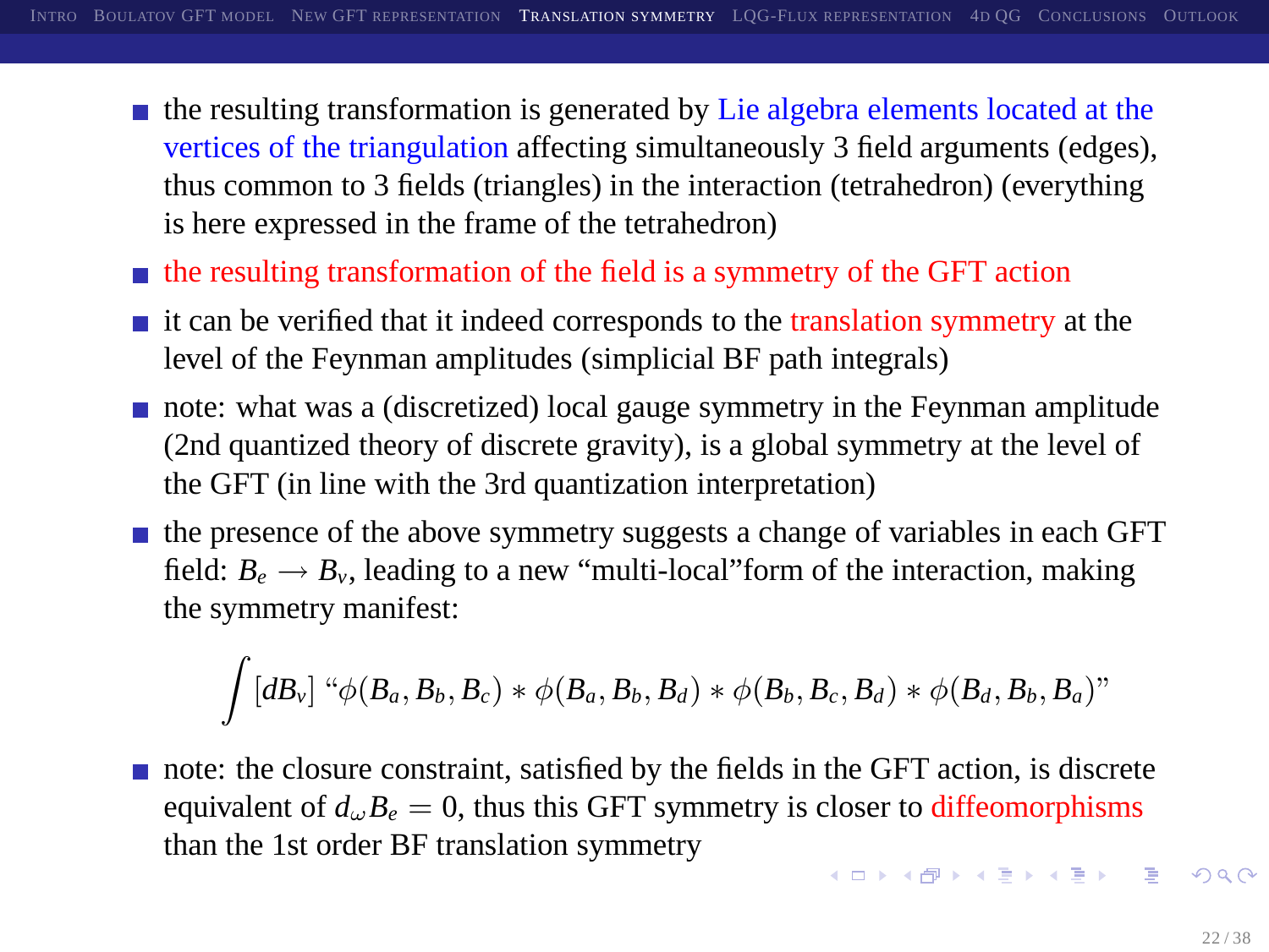- the resulting transformation is generated by Lie algebra elements located at the vertices of the triangulation affecting simultaneously 3 field arguments (edges), thus common to 3 fields (triangles) in the interaction (tetrahedron) (everything is here expressed in the frame of the tetrahedron)
- the resulting transformation of the field is a symmetry of the GFT action
- it can be verified that it indeed corresponds to the translation symmetry at the level of the Feynman amplitudes (simplicial BF path integrals)
- note: what was a (discretized) local gauge symmetry in the Feynman amplitude (2nd quantized theory of discrete gravity), is a global symmetry at the level of the GFT (in line with the 3rd quantization interpretation)
- the presence of the above symmetry suggests a change of variables in each GFT field: $B_e \rightarrow B_v$, leading to a new "multi-local"form of the interaction, making the symmetry manifest:

$$\int [dB_v] \text{ ``}\phi(B_a, B_b, B_c) * \phi(B_a, B_b, B_d) * \phi(B_b, B_c, B_d) * \phi(B_d, B_b, B_a)\text{''}$$

- note: the closure constraint, satisfied by the fields in the GFT action, is discrete equivalent of $d_\omega B_e = 0$, thus this GFT symmetry is closer to diffeomorphisms than the 1st order BF translation symmetry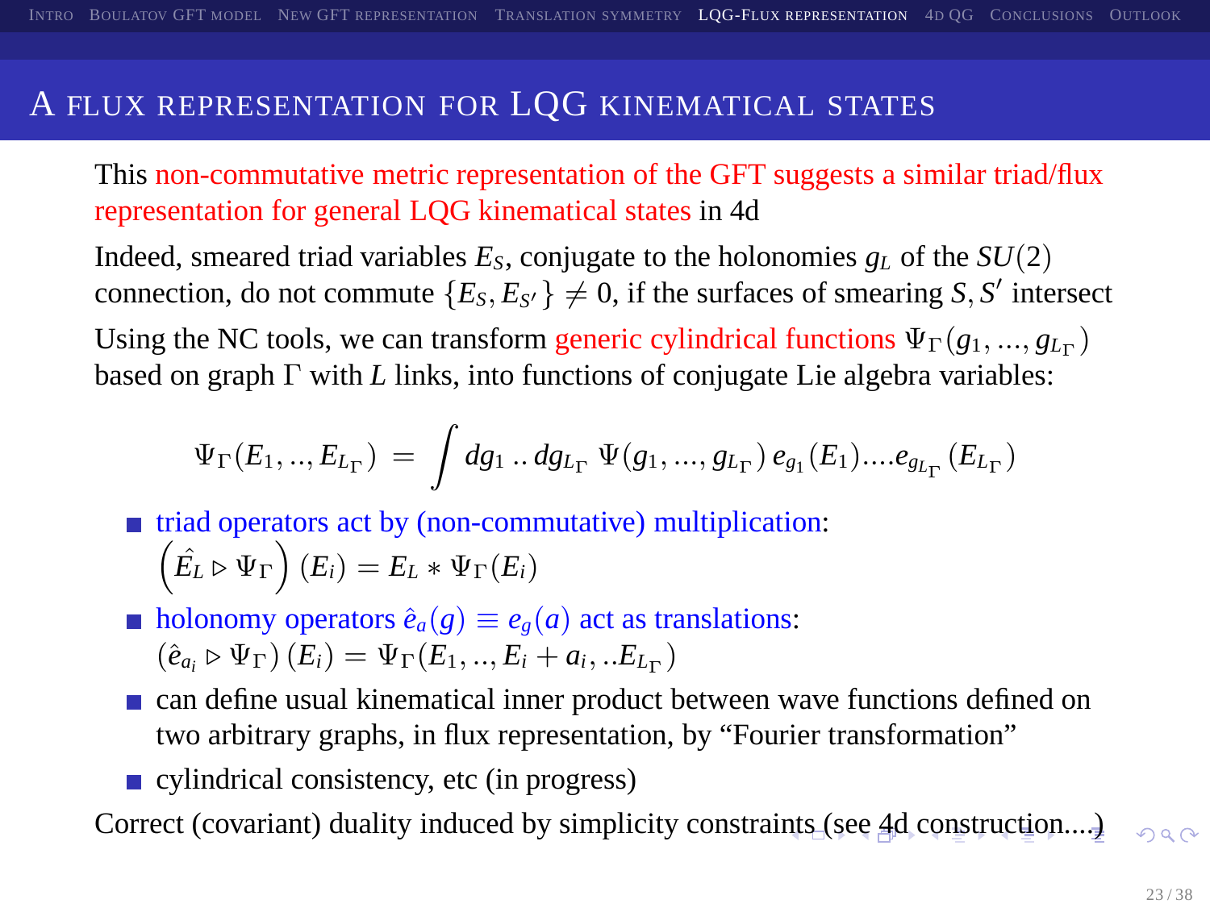# A flux representation for LQG kinematical states

This non-commutative metric representation of the GFT suggests a similar triad/flux representation for general LQG kinematical states in 4d

Indeed, smeared triad variables $E_S$, conjugate to the holonomies $g_L$ of the $SU(2)$ connection, do not commute $\{E_S, E_{S'}\} \neq 0$, if the surfaces of smearing $S, S'$ intersect

Using the NC tools, we can transform generic cylindrical functions $\Psi_\Gamma(g_1, ..., g_{L_\Gamma})$ based on graph $\Gamma$ with $L$ links, into functions of conjugate Lie algebra variables:

$$\Psi_\Gamma(E_1, .., E_{L_\Gamma}) \; = \; \int dg_1 \, .. \, dg_{L_\Gamma} \; \Psi(g_1, ..., g_{L_\Gamma}) \, e_{g_1}(E_1) .... e_{g_{L_\Gamma}}(E_{L_\Gamma})$$

- triad operators act by (non-commutative) multiplication: $\left(\hat{E_L} \triangleright \Psi_\Gamma\right)(E_i) = E_L * \Psi_\Gamma(E_i)$
- holonomy operators $\hat{e}_a(g) \equiv e_g(a)$ act as translations: $\left(\hat{e}_{a_i} \triangleright \Psi_\Gamma\right)(E_i) = \Psi_\Gamma(E_1, .., E_i + a_i, ..E_{L_\Gamma})$
- can define usual kinematical inner product between wave functions defined on two arbitrary graphs, in flux representation, by "Fourier transformation"
- cylindrical consistency, etc (in progress)

Correct (covariant) duality induced by simplicity constraints (see 4d construction....)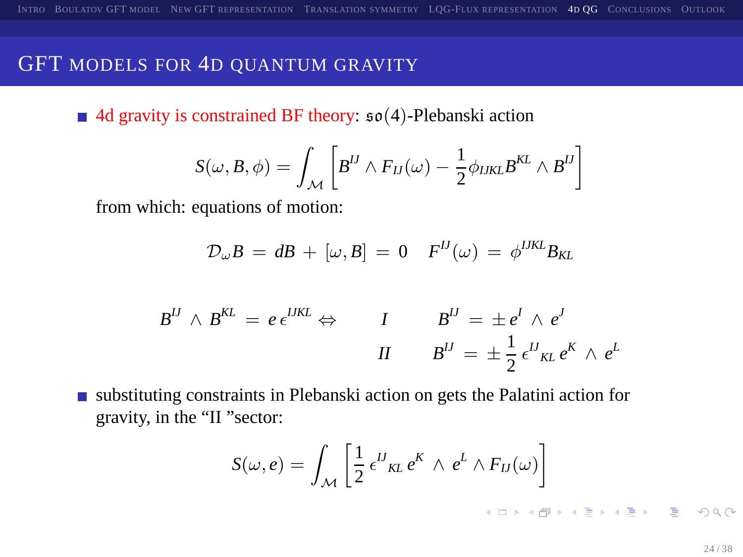## GFT models for 4d quantum gravity

- 4d gravity is constrained BF theory: $\mathfrak{so}(4)$-Plebanski action

$$S(\omega, B, \phi) = \int_{\mathcal{M}} \left[ B^{IJ} \wedge F_{IJ}(\omega) - \frac{1}{2} \phi_{IJKL} B^{KL} \wedge B^{IJ} \right]$$

from which: equations of motion:

$$\mathcal{D}_\omega B \,=\, dB \,+\, [\omega, B] \,=\, 0 \qquad F^{IJ}(\omega) \,=\, \phi^{IJKL} B_{KL}$$

$$B^{IJ} \wedge B^{KL} \,=\, e\, \epsilon^{IJKL} \Leftrightarrow \qquad \begin{array}{ll} I & B^{IJ} \,=\, \pm\, e^{I} \wedge e^{J} \\ II & B^{IJ} \,=\, \pm \dfrac{1}{2}\, \epsilon^{IJ}{}_{KL}\, e^{K} \wedge e^{L} \end{array}$$

- substituting constraints in Plebanski action on gets the Palatini action for gravity, in the "II "sector:

$$S(\omega, e) = \int_{\mathcal{M}} \left[ \frac{1}{2}\, \epsilon^{IJ}{}_{KL}\, e^{K} \wedge e^{L} \wedge F_{IJ}(\omega) \right]$$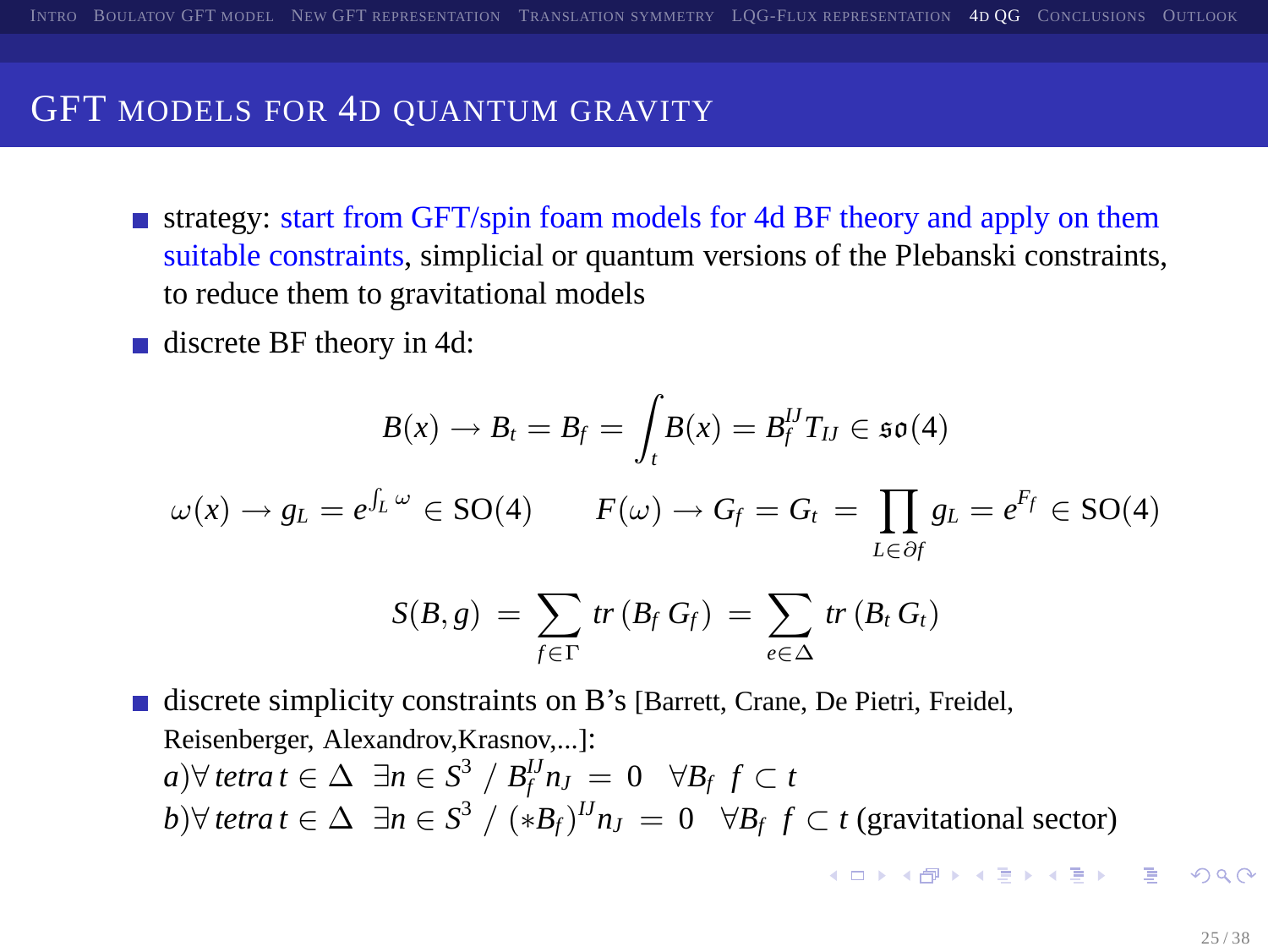## GFT models for 4d quantum gravity

- strategy: start from GFT/spin foam models for 4d BF theory and apply on them suitable constraints, simplicial or quantum versions of the Plebanski constraints, to reduce them to gravitational models
- discrete BF theory in 4d:

$$B(x) \rightarrow B_t = B_f = \int_t B(x) = B_f^{IJ} T_{IJ} \in \mathfrak{so}(4)$$

$$\omega(x) \rightarrow g_L = e^{\int_L \omega} \in \mathrm{SO}(4) \qquad F(\omega) \rightarrow G_f = G_t = \prod_{L \in \partial f} g_L = e^{F_f} \in \mathrm{SO}(4)$$

$$S(B, g) = \sum_{f \in \Gamma} tr\left(B_f\, G_f\right) = \sum_{e \in \Delta} tr\left(B_t\, G_t\right)$$

- discrete simplicity constraints on B's [Barrett, Crane, De Pietri, Freidel, Reisenberger, Alexandrov,Krasnov,...]:
  $a) \forall\, tetra\, t \in \Delta \;\; \exists n \in S^3 \;/\; B_f^{IJ} n_J = 0 \;\; \forall B_f \;\; f \subset t$
  $b) \forall\, tetra\, t \in \Delta \;\; \exists n \in S^3 \;/\; (*B_f)^{IJ} n_J = 0 \;\; \forall B_f \;\; f \subset t$ (gravitational sector)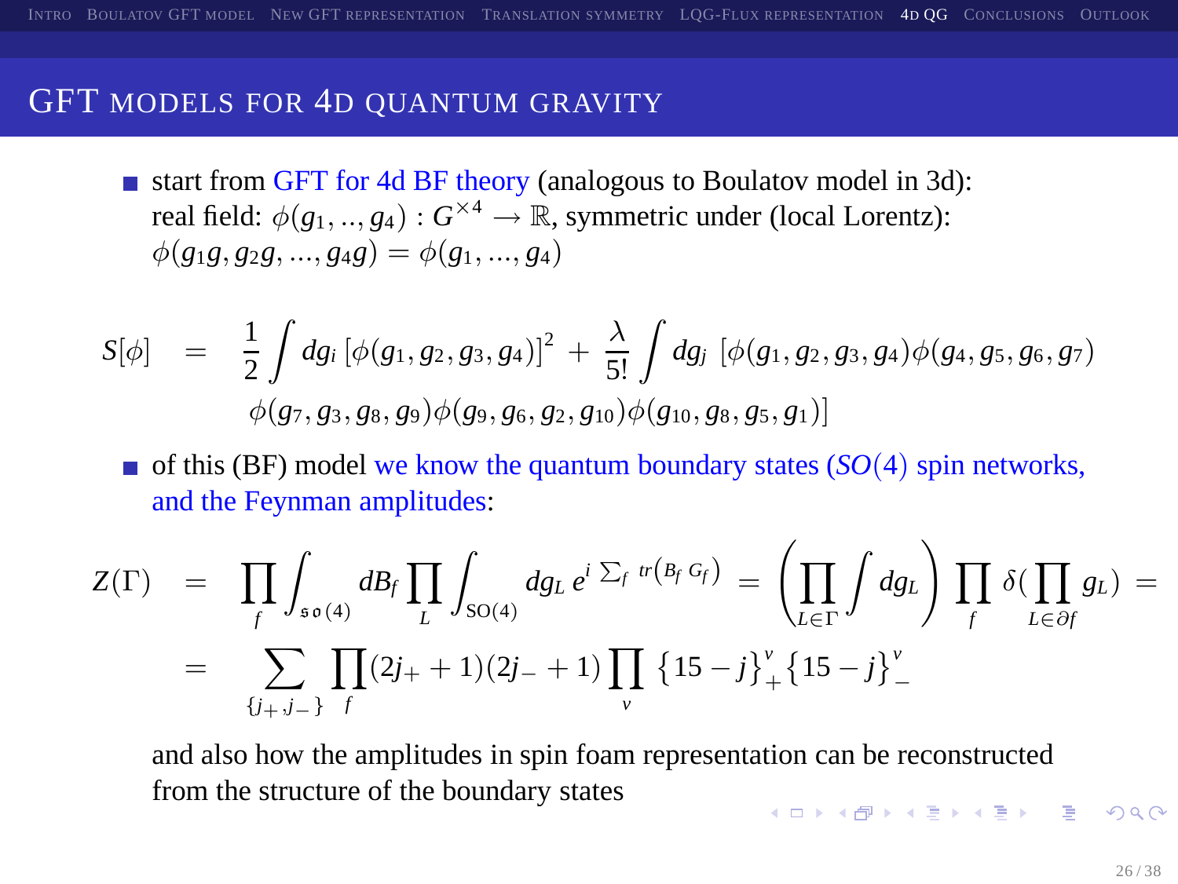## GFT models for 4d quantum gravity

- start from GFT for 4d BF theory (analogous to Boulatov model in 3d): real field: $\phi(g_1, .., g_4) : G^{\times 4} \to \mathbb{R}$, symmetric under (local Lorentz): $\phi(g_1 g, g_2 g, ..., g_4 g) = \phi(g_1, ..., g_4)$

$$
\begin{aligned}
S[\phi] \;\; = \;\; & \frac{1}{2}\int dg_i \left[\phi(g_1, g_2, g_3, g_4)\right]^2 + \frac{\lambda}{5!}\int dg_j \; [\phi(g_1, g_2, g_3, g_4)\phi(g_4, g_5, g_6, g_7) \\
& \phi(g_7, g_3, g_8, g_9)\phi(g_9, g_6, g_2, g_{10})\phi(g_{10}, g_8, g_5, g_1)]
\end{aligned}
$$

- of this (BF) model we know the quantum boundary states ($SO(4)$ spin networks, and the Feynman amplitudes:

$$
\begin{aligned}
Z(\Gamma) \;\; = \;\; & \prod_f \int_{\mathfrak{so}(4)} dB_f \prod_L \int_{\mathrm{SO}(4)} dg_L \, e^{i\sum_f tr\left(B_f\, G_f\right)} = \left(\prod_{L\in\Gamma}\int dg_L\right) \prod_f \delta(\prod_{L\in\partial f} g_L) = \\
= \;\; & \sum_{\{j_+, j_-\}} \prod_f (2j_+ + 1)(2j_- + 1) \prod_v \{15 - j\}^v_+ \{15 - j\}^v_-
\end{aligned}
$$

  and also how the amplitudes in spin foam representation can be reconstructed from the structure of the boundary states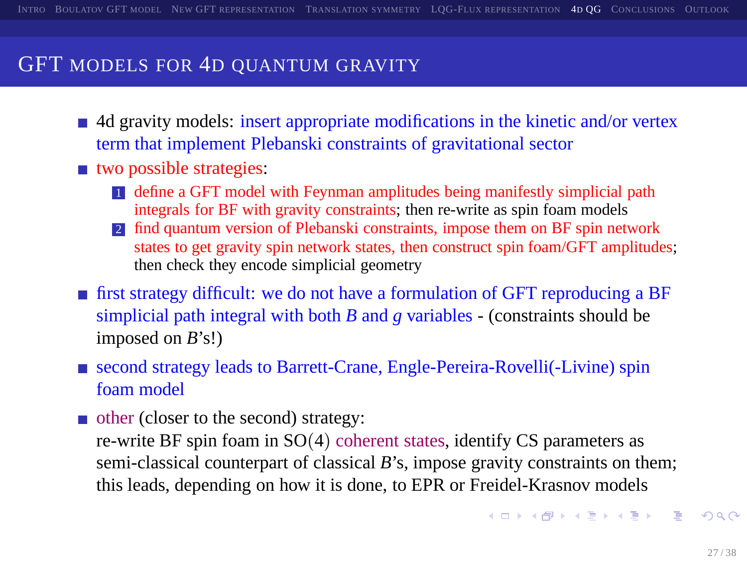# GFT models for 4d quantum gravity

- 4d gravity models: insert appropriate modifications in the kinetic and/or vertex term that implement Plebanski constraints of gravitational sector
- two possible strategies:
  1. define a GFT model with Feynman amplitudes being manifestly simplicial path integrals for BF with gravity constraints; then re-write as spin foam models
  2. find quantum version of Plebanski constraints, impose them on BF spin network states to get gravity spin network states, then construct spin foam/GFT amplitudes; then check they encode simplicial geometry
- first strategy difficult: we do not have a formulation of GFT reproducing a BF simplicial path integral with both $B$ and $g$ variables - (constraints should be imposed on $B$'s!)
- second strategy leads to Barrett-Crane, Engle-Pereira-Rovelli(-Livine) spin foam model
- other (closer to the second) strategy:
  re-write BF spin foam in $SO(4)$ coherent states, identify CS parameters as semi-classical counterpart of classical $B$'s, impose gravity constraints on them; this leads, depending on how it is done, to EPR or Freidel-Krasnov models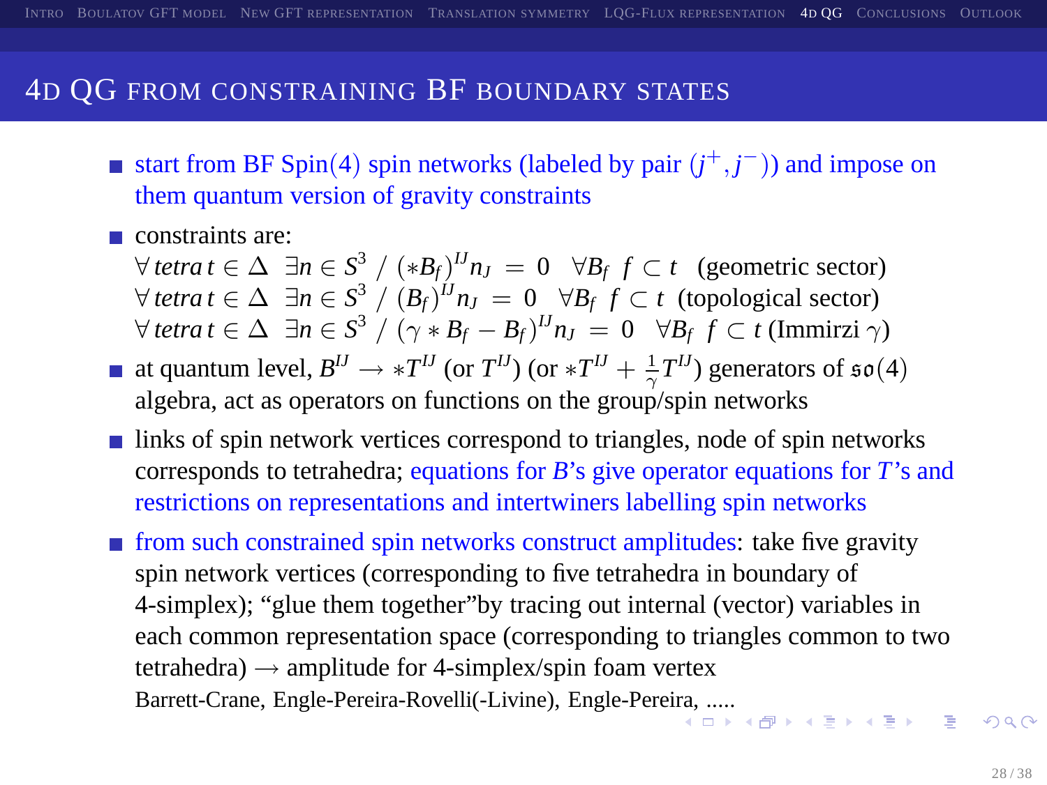## 4D QG from constraining BF boundary states

- start from BF Spin(4) spin networks (labeled by pair $(j^+, j^-)$) and impose on them quantum version of gravity constraints
- constraints are:
  $\forall\, tetra\, t \in \Delta \;\; \exists n \in S^3 \;/\; (*B_f)^{IJ} n_J \;=\; 0 \;\; \forall B_f \;\; f \subset t$ (geometric sector)
  $\forall\, tetra\, t \in \Delta \;\; \exists n \in S^3 \;/\; (B_f)^{IJ} n_J \;=\; 0 \;\; \forall B_f \;\; f \subset t$ (topological sector)
  $\forall\, tetra\, t \in \Delta \;\; \exists n \in S^3 \;/\; (\gamma * B_f - B_f)^{IJ} n_J \;=\; 0 \;\; \forall B_f \;\; f \subset t$ (Immirzi $\gamma$)
- at quantum level, $B^{IJ} \rightarrow *T^{IJ}$ (or $T^{IJ}$) (or $*T^{IJ} + \frac{1}{\gamma} T^{IJ}$) generators of $\mathfrak{so}(4)$ algebra, act as operators on functions on the group/spin networks
- links of spin network vertices correspond to triangles, node of spin networks corresponds to tetrahedra; equations for $B$'s give operator equations for $T$'s and restrictions on representations and intertwiners labelling spin networks
- from such constrained spin networks construct amplitudes: take five gravity spin network vertices (corresponding to five tetrahedra in boundary of 4-simplex); "glue them together"by tracing out internal (vector) variables in each common representation space (corresponding to triangles common to two tetrahedra) $\rightarrow$ amplitude for 4-simplex/spin foam vertex
  Barrett-Crane, Engle-Pereira-Rovelli(-Livine), Engle-Pereira, .....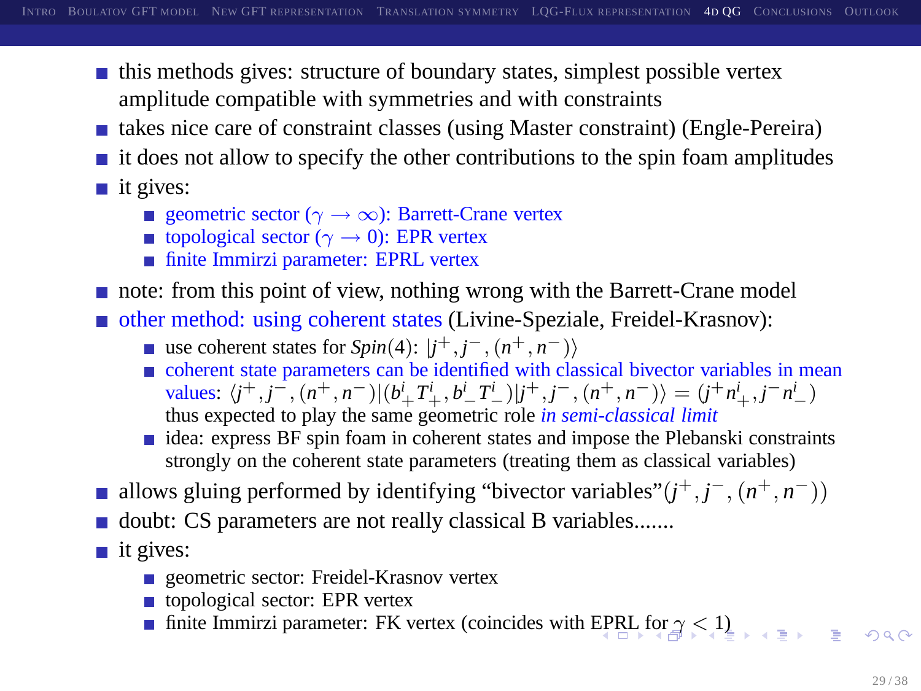- this methods gives: structure of boundary states, simplest possible vertex amplitude compatible with symmetries and with constraints
- takes nice care of constraint classes (using Master constraint) (Engle-Pereira)
- it does not allow to specify the other contributions to the spin foam amplitudes
- it gives:
  - geometric sector ($\gamma \to \infty$): Barrett-Crane vertex
  - topological sector ($\gamma \to 0$): EPR vertex
  - finite Immirzi parameter: EPRL vertex
- note: from this point of view, nothing wrong with the Barrett-Crane model
- other method: using coherent states (Livine-Speziale, Freidel-Krasnov):
  - use coherent states for $Spin(4)$: $|j^+, j^-, (n^+, n^-)\rangle$
  - coherent state parameters can be identified with classical bivector variables in mean values: $\langle j^+, j^-, (n^+, n^-)|(b^i_+ T^i_+, b^i_- T^i_-)|j^+, j^-, (n^+, n^-)\rangle = (j^+ n^i_+, j^- n^i_-)$ thus expected to play the same geometric role *in semi-classical limit*
  - idea: express BF spin foam in coherent states and impose the Plebanski constraints strongly on the coherent state parameters (treating them as classical variables)
- allows gluing performed by identifying "bivector variables"$(j^+, j^-, (n^+, n^-))$
- doubt: CS parameters are not really classical B variables.......
- it gives:
  - geometric sector: Freidel-Krasnov vertex
  - topological sector: EPR vertex
  - finite Immirzi parameter: FK vertex (coincides with EPRL for $\gamma < 1$)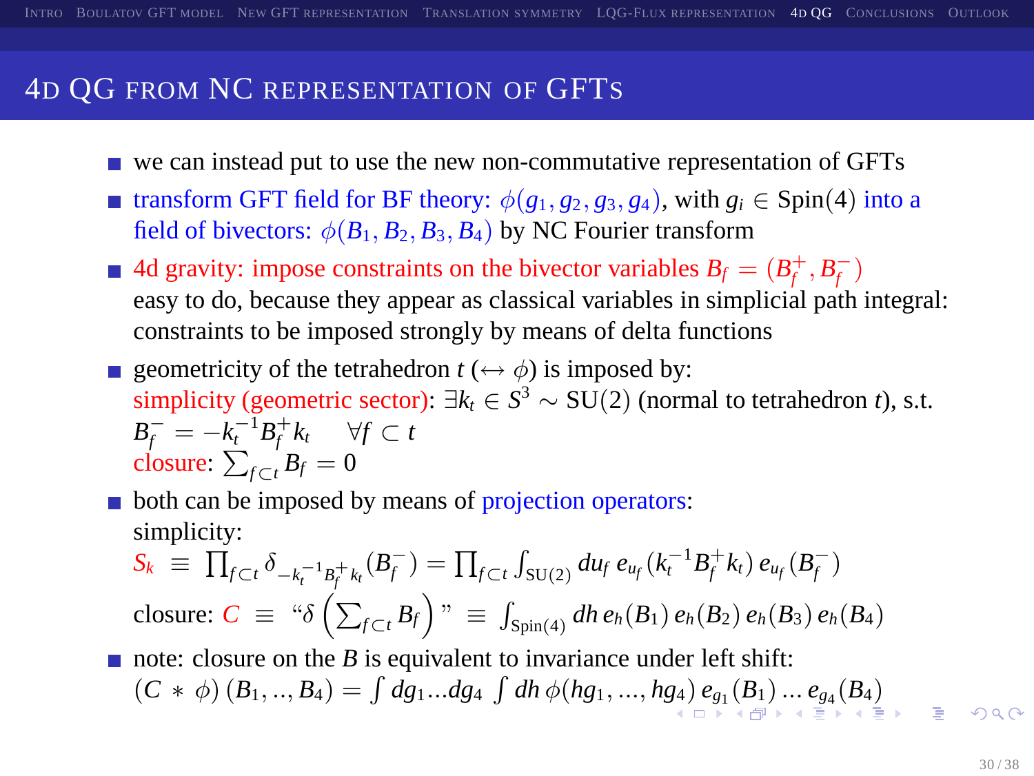## 4D QG from NC representation of GFTs

- we can instead put to use the new non-commutative representation of GFTs
- transform GFT field for BF theory: $\phi(g_1, g_2, g_3, g_4)$, with $g_i \in \text{Spin}(4)$ into a field of bivectors: $\phi(B_1, B_2, B_3, B_4)$ by NC Fourier transform
- 4d gravity: impose constraints on the bivector variables $B_f = (B_f^+, B_f^-)$
  easy to do, because they appear as classical variables in simplicial path integral: constraints to be imposed strongly by means of delta functions
- geometricity of the tetrahedron $t$ ($\leftrightarrow \phi$) is imposed by:
  simplicity (geometric sector): $\exists k_t \in S^3 \sim \text{SU}(2)$ (normal to tetrahedron $t$), s.t.
  $B_f^- = -k_t^{-1} B_f^+ k_t \quad \forall f \subset t$
  closure: $\sum_{f \subset t} B_f = 0$
- both can be imposed by means of projection operators:
  simplicity:
  $$S_k \equiv \prod_{f \subset t} \delta_{-k_t^{-1} B_f^+ k_t}(B_f^-) = \prod_{f \subset t} \int_{\text{SU}(2)} du_f \, e_{u_f}(k_t^{-1} B_f^+ k_t) \, e_{u_f}(B_f^-)$$
  closure: $$C \equiv \text{“}\delta\left(\sum_{f \subset t} B_f\right)\text{”} \equiv \int_{\text{Spin}(4)} dh \, e_h(B_1) \, e_h(B_2) \, e_h(B_3) \, e_h(B_4)$$
- note: closure on the $B$ is equivalent to invariance under left shift:
  $$(C * \phi)(B_1, .., B_4) = \int dg_1 ... dg_4 \int dh \, \phi(hg_1, ..., hg_4) \, e_{g_1}(B_1) ... e_{g_4}(B_4)$$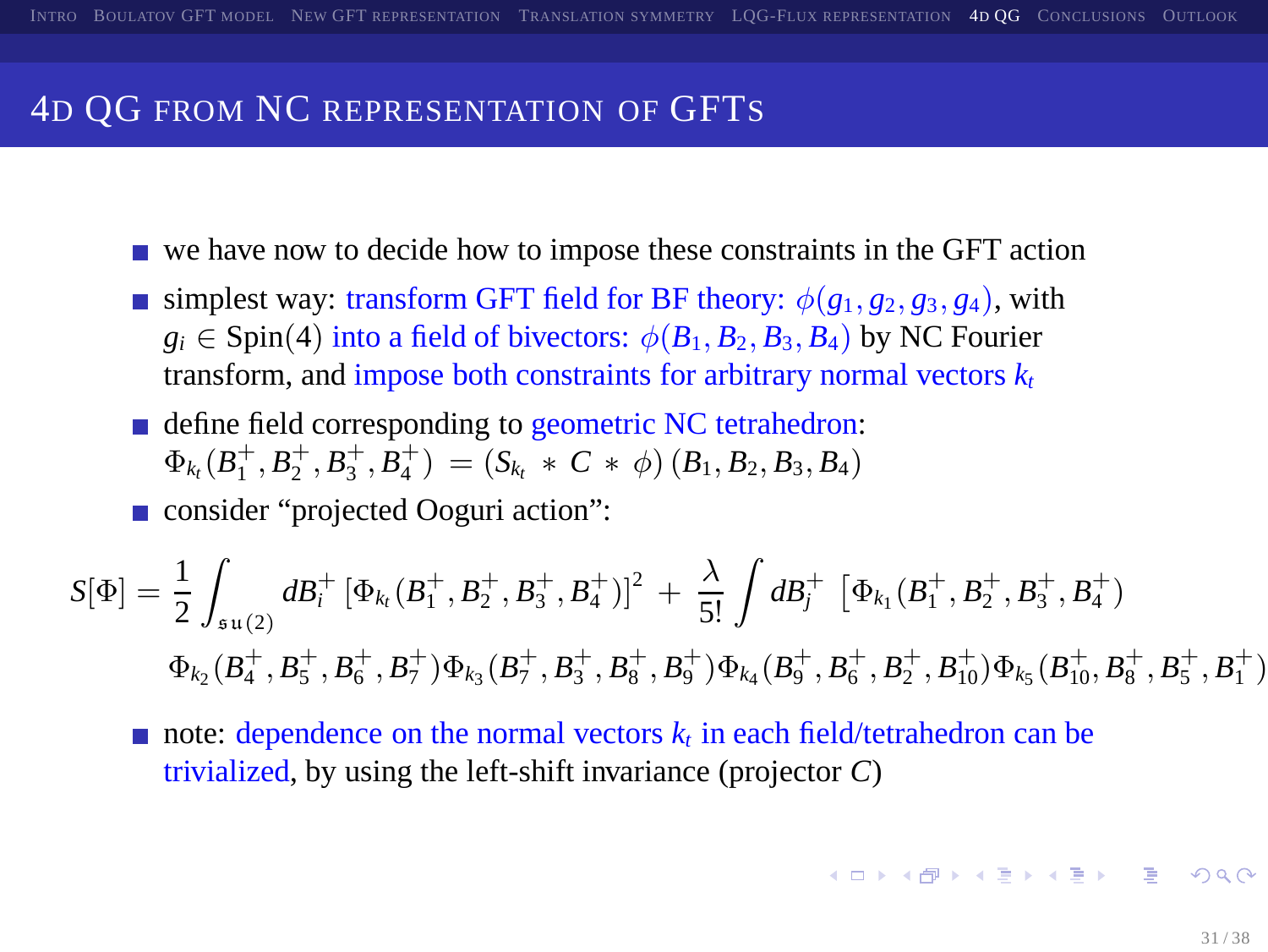# 4D QG from NC representation of GFTs

- we have now to decide how to impose these constraints in the GFT action
- simplest way: transform GFT field for BF theory: $\phi(g_1, g_2, g_3, g_4)$, with $g_i \in \mathrm{Spin}(4)$ into a field of bivectors: $\phi(B_1, B_2, B_3, B_4)$ by NC Fourier transform, and impose both constraints for arbitrary normal vectors $k_t$
- define field corresponding to geometric NC tetrahedron: $\Phi_{k_t}(B_1^+, B_2^+, B_3^+, B_4^+) = (S_{k_t} * C * \phi)(B_1, B_2, B_3, B_4)$
- consider "projected Ooguri action":

$$S[\Phi] = \frac{1}{2} \int_{\mathfrak{su}(2)} dB_i^+ \, [\Phi_{k_t}(B_1^+, B_2^+, B_3^+, B_4^+)]^2 + \frac{\lambda}{5!} \int dB_j^+ \, \left[\Phi_{k_1}(B_1^+, B_2^+, B_3^+, B_4^+)\right.$$

$$\Phi_{k_2}(B_4^+, B_5^+, B_6^+, B_7^+) \Phi_{k_3}(B_7^+, B_3^+, B_8^+, B_9^+) \Phi_{k_4}(B_9^+, B_6^+, B_2^+, B_{10}^+) \Phi_{k_5}(B_{10}^+, B_8^+, B_5^+, B_1^+)$$

- note: dependence on the normal vectors $k_t$ in each field/tetrahedron can be trivialized, by using the left-shift invariance (projector $C$)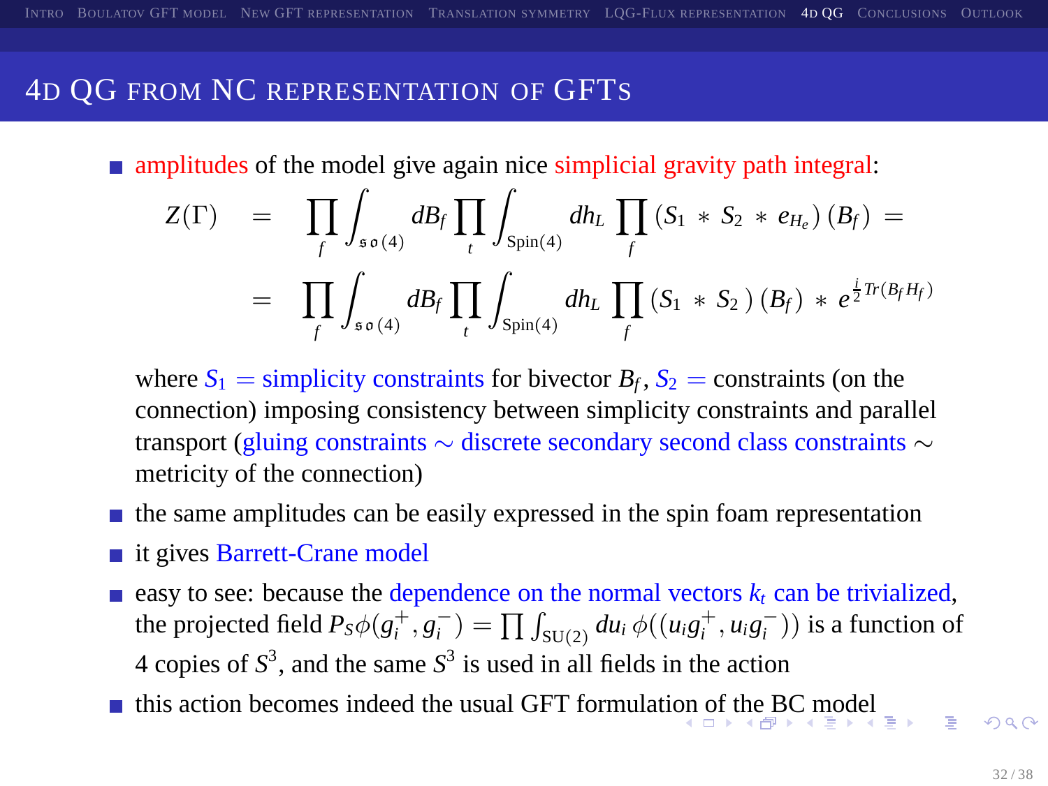# 4D QG from NC representation of GFTs

- amplitudes of the model give again nice simplicial gravity path integral:

$$
\begin{aligned}
Z(\Gamma) &= \prod_f \int_{\mathfrak{so}(4)} dB_f \prod_t \int_{\mathrm{Spin}(4)} dh_L \prod_f (S_1 * S_2 * e_{H_e})(B_f) = \\
&= \prod_f \int_{\mathfrak{so}(4)} dB_f \prod_t \int_{\mathrm{Spin}(4)} dh_L \prod_f (S_1 * S_2)(B_f) * e^{\frac{i}{2} Tr(B_f H_f)}
\end{aligned}
$$

  where $S_1$ = simplicity constraints for bivector $B_f$, $S_2$ = constraints (on the connection) imposing consistency between simplicity constraints and parallel transport (gluing constraints $\sim$ discrete secondary second class constraints $\sim$ metricity of the connection)

- the same amplitudes can be easily expressed in the spin foam representation
- it gives Barrett-Crane model
- easy to see: because the dependence on the normal vectors $k_t$ can be trivialized, the projected field $P_S\phi(g_i^+, g_i^-) = \prod \int_{\mathrm{SU}(2)} du_i\, \phi((u_i g_i^+, u_i g_i^-))$ is a function of 4 copies of $S^3$, and the same $S^3$ is used in all fields in the action
- this action becomes indeed the usual GFT formulation of the BC model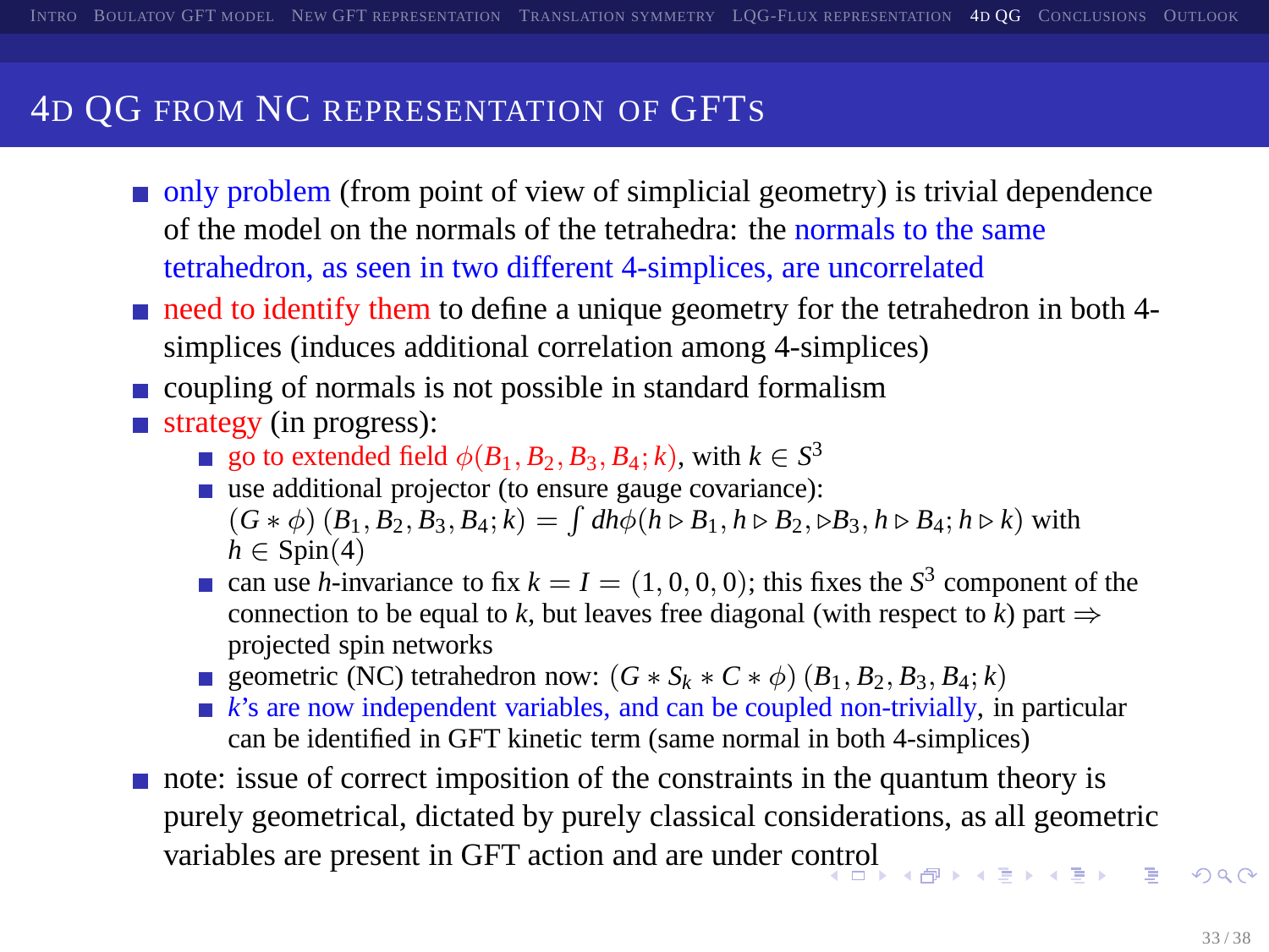# 4D QG from NC representation of GFTs

- only problem (from point of view of simplicial geometry) is trivial dependence of the model on the normals of the tetrahedra: the normals to the same tetrahedron, as seen in two different 4-simplices, are uncorrelated
- need to identify them to define a unique geometry for the tetrahedron in both 4-simplices (induces additional correlation among 4-simplices)
- coupling of normals is not possible in standard formalism
- strategy (in progress):
  - go to extended field $\phi(B_1, B_2, B_3, B_4; k)$, with $k \in S^3$
  - use additional projector (to ensure gauge covariance): $(G * \phi)(B_1, B_2, B_3, B_4; k) = \int dh \phi(h \triangleright B_1, h \triangleright B_2, \triangleright B_3, h \triangleright B_4; h \triangleright k)$ with $h \in \text{Spin}(4)$
  - can use $h$-invariance to fix $k = I = (1, 0, 0, 0)$; this fixes the $S^3$ component of the connection to be equal to $k$, but leaves free diagonal (with respect to $k$) part $\Rightarrow$ projected spin networks
  - geometric (NC) tetrahedron now: $(G * S_k * C * \phi)(B_1, B_2, B_3, B_4; k)$
  - $k$'s are now independent variables, and can be coupled non-trivially, in particular can be identified in GFT kinetic term (same normal in both 4-simplices)
- note: issue of correct imposition of the constraints in the quantum theory is purely geometrical, dictated by purely classical considerations, as all geometric variables are present in GFT action and are under control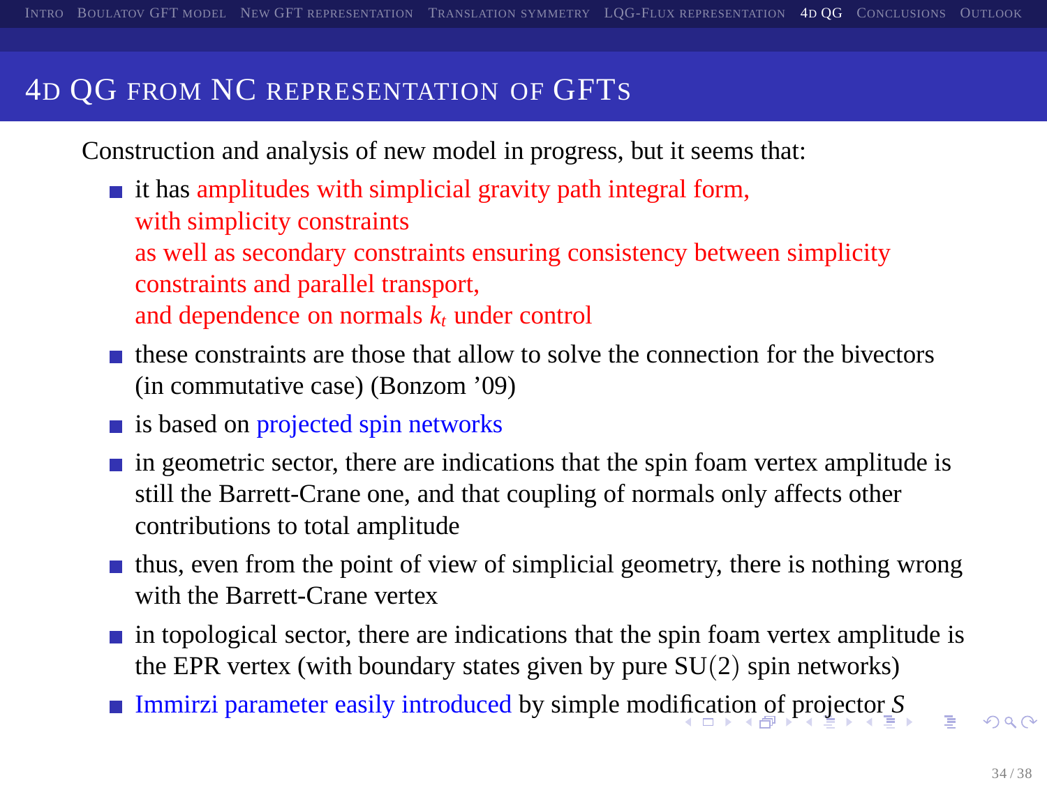# 4D QG from NC representation of GFTs

Construction and analysis of new model in progress, but it seems that:

- it has amplitudes with simplicial gravity path integral form, with simplicity constraints as well as secondary constraints ensuring consistency between simplicity constraints and parallel transport, and dependence on normals $k_t$ under control
- these constraints are those that allow to solve the connection for the bivectors (in commutative case) (Bonzom '09)
- is based on projected spin networks
- in geometric sector, there are indications that the spin foam vertex amplitude is still the Barrett-Crane one, and that coupling of normals only affects other contributions to total amplitude
- thus, even from the point of view of simplicial geometry, there is nothing wrong with the Barrett-Crane vertex
- in topological sector, there are indications that the spin foam vertex amplitude is the EPR vertex (with boundary states given by pure $\mathrm{SU}(2)$ spin networks)
- Immirzi parameter easily introduced by simple modification of projector $S$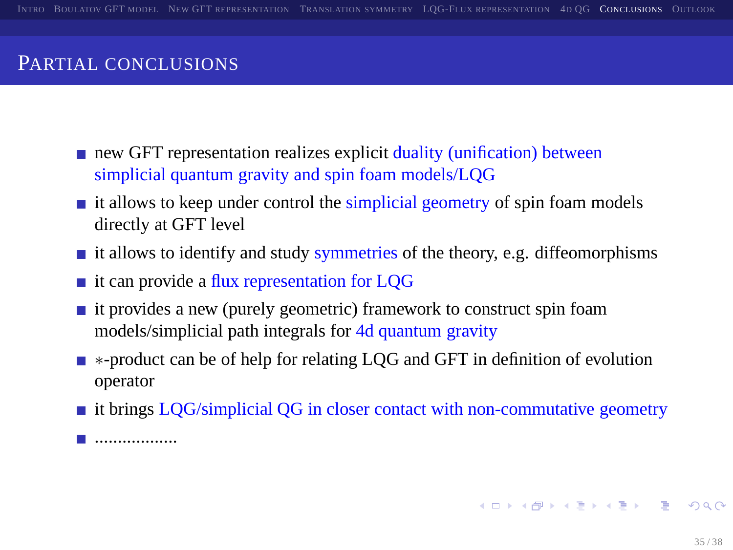## Partial conclusions

- new GFT representation realizes explicit duality (unification) between simplicial quantum gravity and spin foam models/LQG
- it allows to keep under control the simplicial geometry of spin foam models directly at GFT level
- it allows to identify and study symmetries of the theory, e.g. diffeomorphisms
- it can provide a flux representation for LQG
- it provides a new (purely geometric) framework to construct spin foam models/simplicial path integrals for 4d quantum gravity
- $*$-product can be of help for relating LQG and GFT in definition of evolution operator
- it brings LQG/simplicial QG in closer contact with non-commutative geometry
- ..................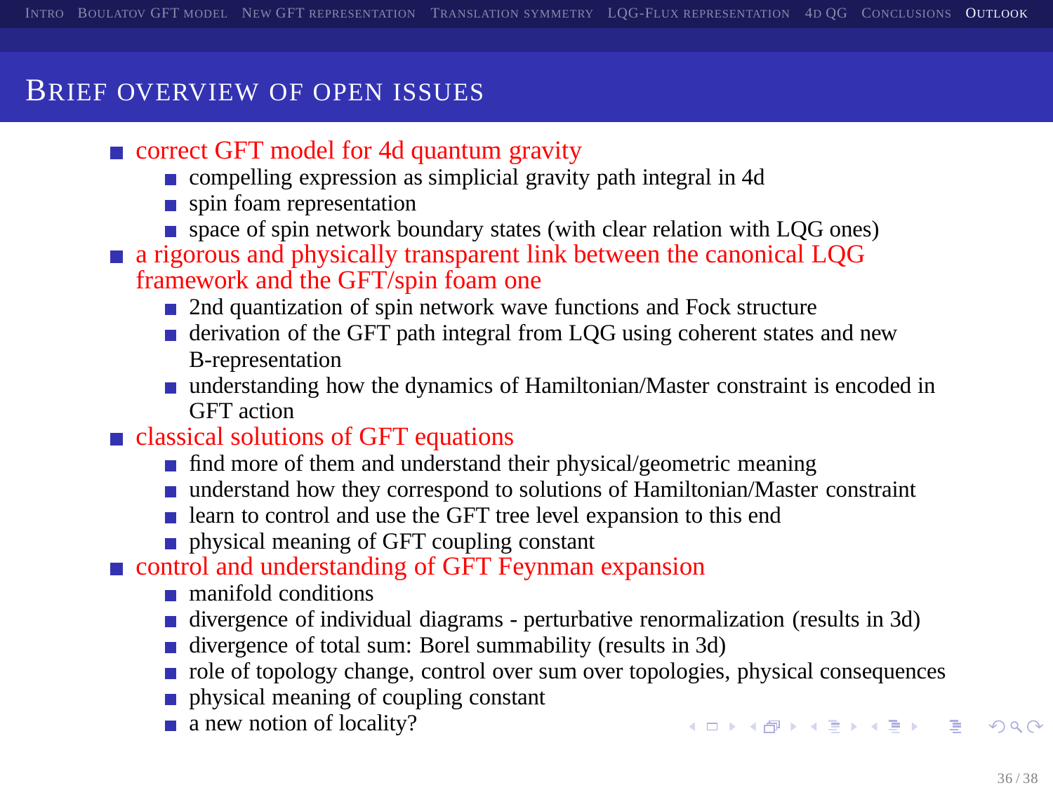## Brief overview of open issues

- correct GFT model for 4d quantum gravity
  - compelling expression as simplicial gravity path integral in 4d
  - spin foam representation
  - space of spin network boundary states (with clear relation with LQG ones)
- a rigorous and physically transparent link between the canonical LQG framework and the GFT/spin foam one
  - 2nd quantization of spin network wave functions and Fock structure
  - derivation of the GFT path integral from LQG using coherent states and new B-representation
  - understanding how the dynamics of Hamiltonian/Master constraint is encoded in GFT action
- classical solutions of GFT equations
  - find more of them and understand their physical/geometric meaning
  - understand how they correspond to solutions of Hamiltonian/Master constraint
  - learn to control and use the GFT tree level expansion to this end
  - physical meaning of GFT coupling constant
- control and understanding of GFT Feynman expansion
  - manifold conditions
  - divergence of individual diagrams - perturbative renormalization (results in 3d)
  - divergence of total sum: Borel summability (results in 3d)
  - role of topology change, control over sum over topologies, physical consequences
  - physical meaning of coupling constant
  - a new notion of locality?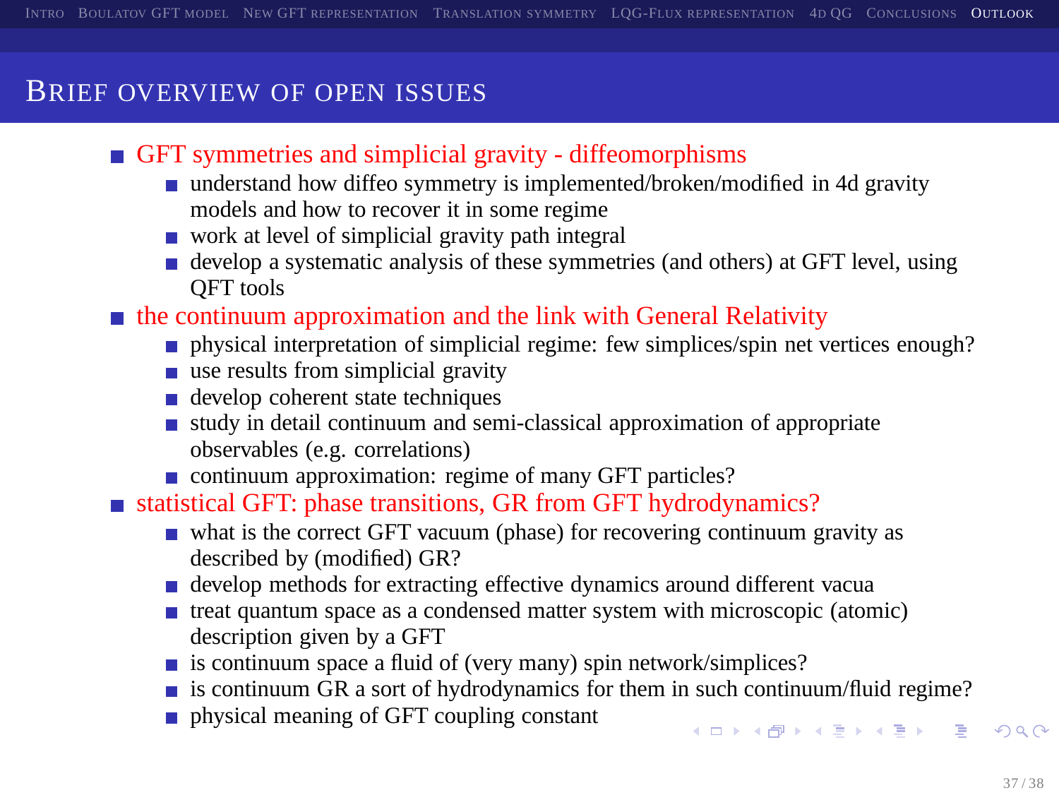## Brief overview of open issues

- GFT symmetries and simplicial gravity - diffeomorphisms
  - understand how diffeo symmetry is implemented/broken/modified in 4d gravity models and how to recover it in some regime
  - work at level of simplicial gravity path integral
  - develop a systematic analysis of these symmetries (and others) at GFT level, using QFT tools
- the continuum approximation and the link with General Relativity
  - physical interpretation of simplicial regime: few simplices/spin net vertices enough?
  - use results from simplicial gravity
  - develop coherent state techniques
  - study in detail continuum and semi-classical approximation of appropriate observables (e.g. correlations)
  - continuum approximation: regime of many GFT particles?
- statistical GFT: phase transitions, GR from GFT hydrodynamics?
  - what is the correct GFT vacuum (phase) for recovering continuum gravity as described by (modified) GR?
  - develop methods for extracting effective dynamics around different vacua
  - treat quantum space as a condensed matter system with microscopic (atomic) description given by a GFT
  - is continuum space a fluid of (very many) spin network/simplices?
  - is continuum GR a sort of hydrodynamics for them in such continuum/fluid regime?
  - physical meaning of GFT coupling constant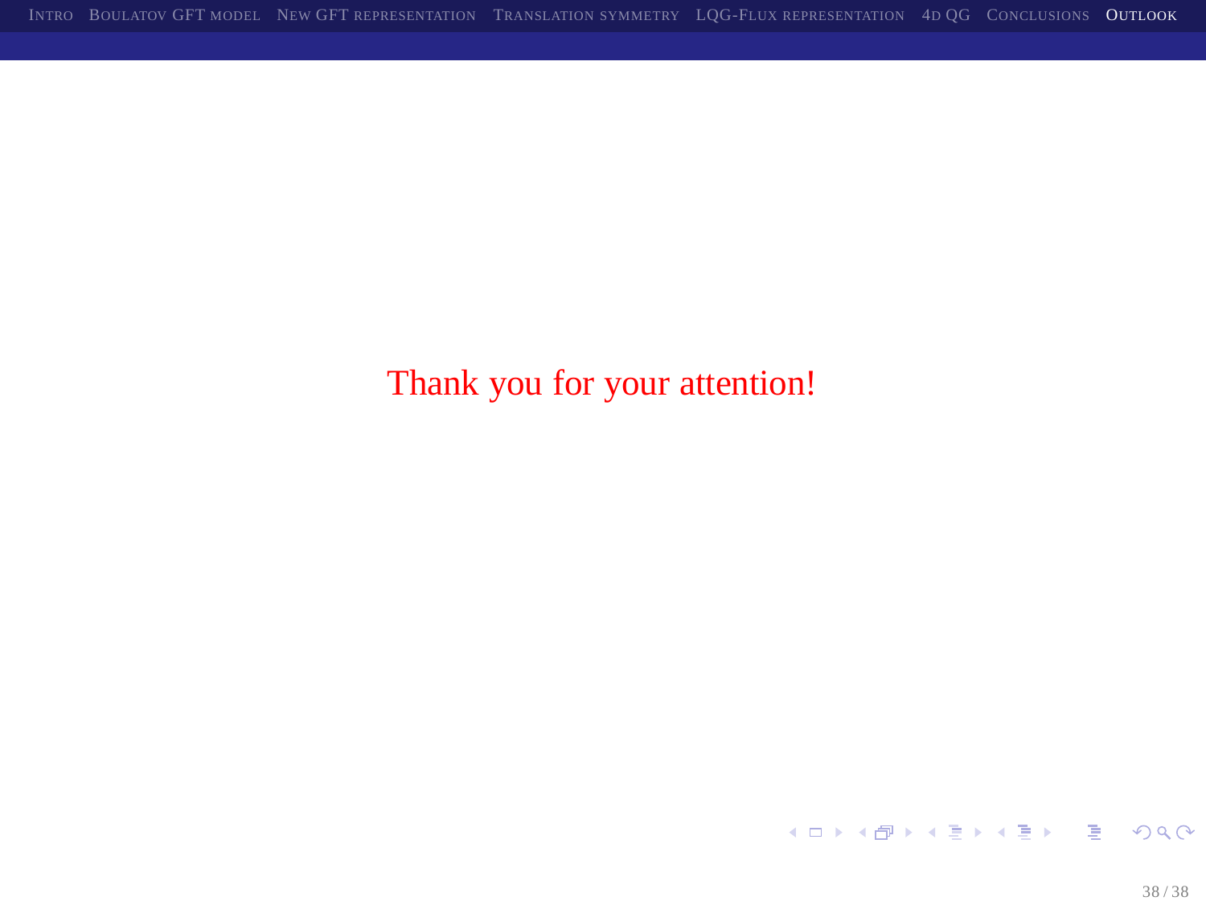Thank you for your attention!